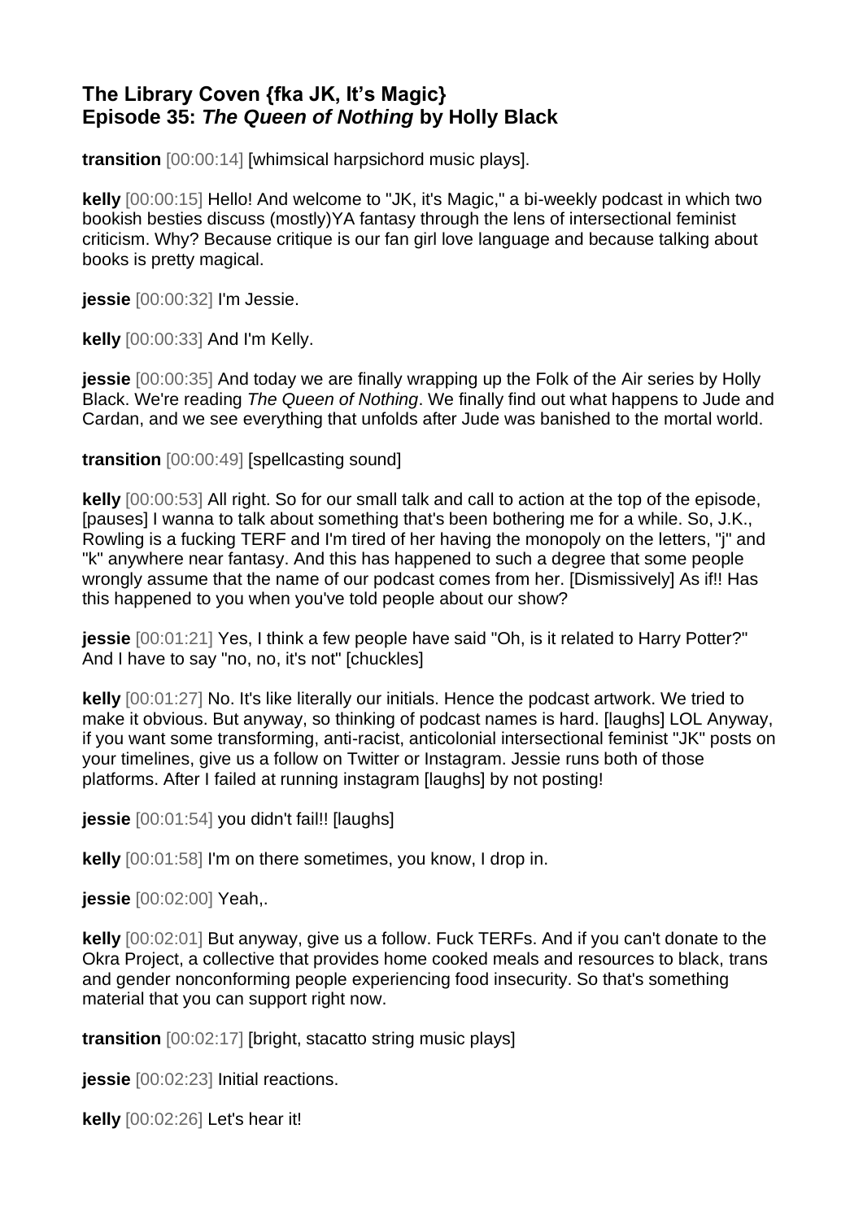## The Library Coven {fka JK, It's Magic}
## Episode 35: *The Queen of Nothing* by Holly Black

**transition** [00:00:14] [whimsical harpsichord music plays].

**kelly** [00:00:15] Hello! And welcome to "JK, it's Magic," a bi-weekly podcast in which two bookish besties discuss (mostly)YA fantasy through the lens of intersectional feminist criticism. Why? Because critique is our fan girl love language and because talking about books is pretty magical.

**jessie** [00:00:32] I'm Jessie.

**kelly** [00:00:33] And I'm Kelly.

**jessie** [00:00:35] And today we are finally wrapping up the Folk of the Air series by Holly Black. We're reading *The Queen of Nothing*. We finally find out what happens to Jude and Cardan, and we see everything that unfolds after Jude was banished to the mortal world.

**transition** [00:00:49] [spellcasting sound]

**kelly** [00:00:53] All right. So for our small talk and call to action at the top of the episode, [pauses] I wanna to talk about something that's been bothering me for a while. So, J.K., Rowling is a fucking TERF and I'm tired of her having the monopoly on the letters, "j" and "k" anywhere near fantasy. And this has happened to such a degree that some people wrongly assume that the name of our podcast comes from her. [Dismissively] As if!! Has this happened to you when you've told people about our show?

**jessie** [00:01:21] Yes, I think a few people have said "Oh, is it related to Harry Potter?" And I have to say "no, no, it's not" [chuckles]

**kelly** [00:01:27] No. It's like literally our initials. Hence the podcast artwork. We tried to make it obvious. But anyway, so thinking of podcast names is hard. [laughs] LOL Anyway, if you want some transforming, anti-racist, anticolonial intersectional feminist "JK" posts on your timelines, give us a follow on Twitter or Instagram. Jessie runs both of those platforms. After I failed at running instagram [laughs] by not posting!

**jessie** [00:01:54] you didn't fail!! [laughs]

**kelly** [00:01:58] I'm on there sometimes, you know, I drop in.

**jessie** [00:02:00] Yeah,.

**kelly** [00:02:01] But anyway, give us a follow. Fuck TERFs. And if you can't donate to the Okra Project, a collective that provides home cooked meals and resources to black, trans and gender nonconforming people experiencing food insecurity. So that's something material that you can support right now.

**transition** [00:02:17] [bright, stacatto string music plays]

**jessie** [00:02:23] Initial reactions.

**kelly** [00:02:26] Let's hear it!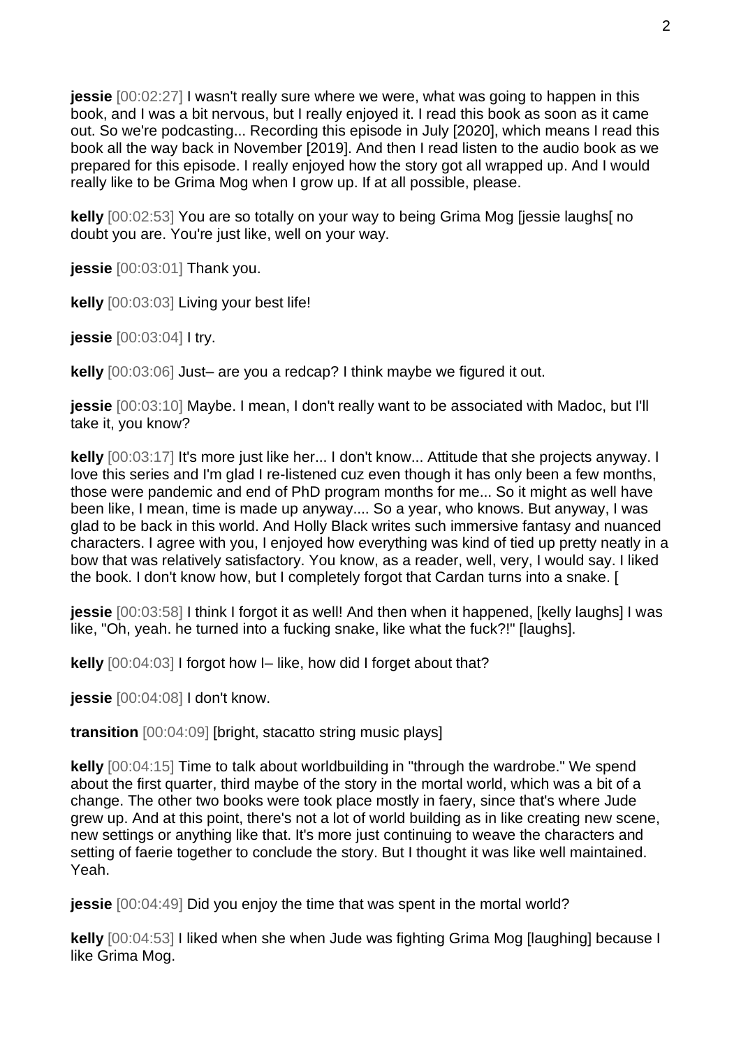**jessie** [00:02:27] I wasn't really sure where we were, what was going to happen in this book, and I was a bit nervous, but I really enjoyed it. I read this book as soon as it came out. So we're podcasting... Recording this episode in July [2020], which means I read this book all the way back in November [2019]. And then I read listen to the audio book as we prepared for this episode. I really enjoyed how the story got all wrapped up. And I would really like to be Grima Mog when I grow up. If at all possible, please.

**kelly** [00:02:53] You are so totally on your way to being Grima Mog [jessie laughs[ no doubt you are. You're just like, well on your way.

**jessie** [00:03:01] Thank you.

**kelly** [00:03:03] Living your best life!

**jessie** [00:03:04] I try.

**kelly** [00:03:06] Just– are you a redcap? I think maybe we figured it out.

**jessie** [00:03:10] Maybe. I mean, I don't really want to be associated with Madoc, but I'll take it, you know?

**kelly** [00:03:17] It's more just like her... I don't know... Attitude that she projects anyway. I love this series and I'm glad I re-listened cuz even though it has only been a few months, those were pandemic and end of PhD program months for me... So it might as well have been like, I mean, time is made up anyway.... So a year, who knows. But anyway, I was glad to be back in this world. And Holly Black writes such immersive fantasy and nuanced characters. I agree with you, I enjoyed how everything was kind of tied up pretty neatly in a bow that was relatively satisfactory. You know, as a reader, well, very, I would say. I liked the book. I don't know how, but I completely forgot that Cardan turns into a snake. [

**jessie** [00:03:58] I think I forgot it as well! And then when it happened, [kelly laughs] I was like, "Oh, yeah. he turned into a fucking snake, like what the fuck?!" [laughs].

**kelly** [00:04:03] I forgot how I– like, how did I forget about that?

**jessie** [00:04:08] I don't know.

**transition** [00:04:09] [bright, stacatto string music plays]

**kelly** [00:04:15] Time to talk about worldbuilding in "through the wardrobe." We spend about the first quarter, third maybe of the story in the mortal world, which was a bit of a change. The other two books were took place mostly in faery, since that's where Jude grew up. And at this point, there's not a lot of world building as in like creating new scene, new settings or anything like that. It's more just continuing to weave the characters and setting of faerie together to conclude the story. But I thought it was like well maintained. Yeah.

**jessie** [00:04:49] Did you enjoy the time that was spent in the mortal world?

**kelly** [00:04:53] I liked when she when Jude was fighting Grima Mog [laughing] because I like Grima Mog.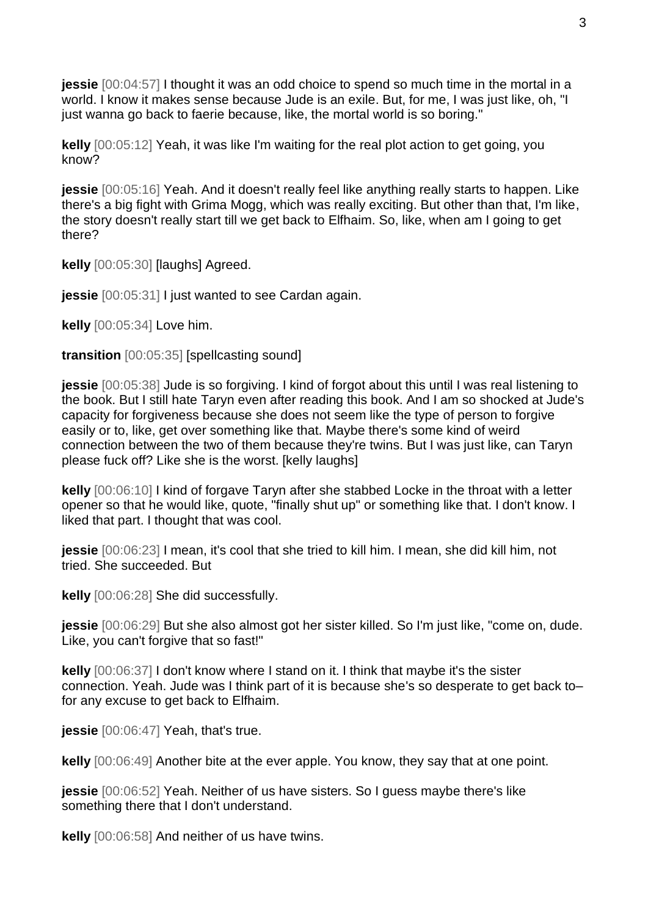**jessie** [00:04:57] I thought it was an odd choice to spend so much time in the mortal in a world. I know it makes sense because Jude is an exile. But, for me, I was just like, oh, "I just wanna go back to faerie because, like, the mortal world is so boring."

**kelly** [00:05:12] Yeah, it was like I'm waiting for the real plot action to get going, you know?

**jessie** [00:05:16] Yeah. And it doesn't really feel like anything really starts to happen. Like there's a big fight with Grima Mogg, which was really exciting. But other than that, I'm like, the story doesn't really start till we get back to Elfhaim. So, like, when am I going to get there?

**kelly** [00:05:30] [laughs] Agreed.

**jessie** [00:05:31] I just wanted to see Cardan again.

**kelly** [00:05:34] Love him.

**transition** [00:05:35] [spellcasting sound]

**jessie** [00:05:38] Jude is so forgiving. I kind of forgot about this until I was real listening to the book. But I still hate Taryn even after reading this book. And I am so shocked at Jude's capacity for forgiveness because she does not seem like the type of person to forgive easily or to, like, get over something like that. Maybe there's some kind of weird connection between the two of them because they're twins. But I was just like, can Taryn please fuck off? Like she is the worst. [kelly laughs]

**kelly** [00:06:10] I kind of forgave Taryn after she stabbed Locke in the throat with a letter opener so that he would like, quote, "finally shut up" or something like that. I don't know. I liked that part. I thought that was cool.

**jessie** [00:06:23] I mean, it's cool that she tried to kill him. I mean, she did kill him, not tried. She succeeded. But

**kelly** [00:06:28] She did successfully.

**jessie** [00:06:29] But she also almost got her sister killed. So I'm just like, "come on, dude. Like, you can't forgive that so fast!"

**kelly** [00:06:37] I don't know where I stand on it. I think that maybe it's the sister connection. Yeah. Jude was I think part of it is because she's so desperate to get back to– for any excuse to get back to Elfhaim.

**jessie** [00:06:47] Yeah, that's true.

**kelly** [00:06:49] Another bite at the ever apple. You know, they say that at one point.

**jessie** [00:06:52] Yeah. Neither of us have sisters. So I guess maybe there's like something there that I don't understand.

**kelly** [00:06:58] And neither of us have twins.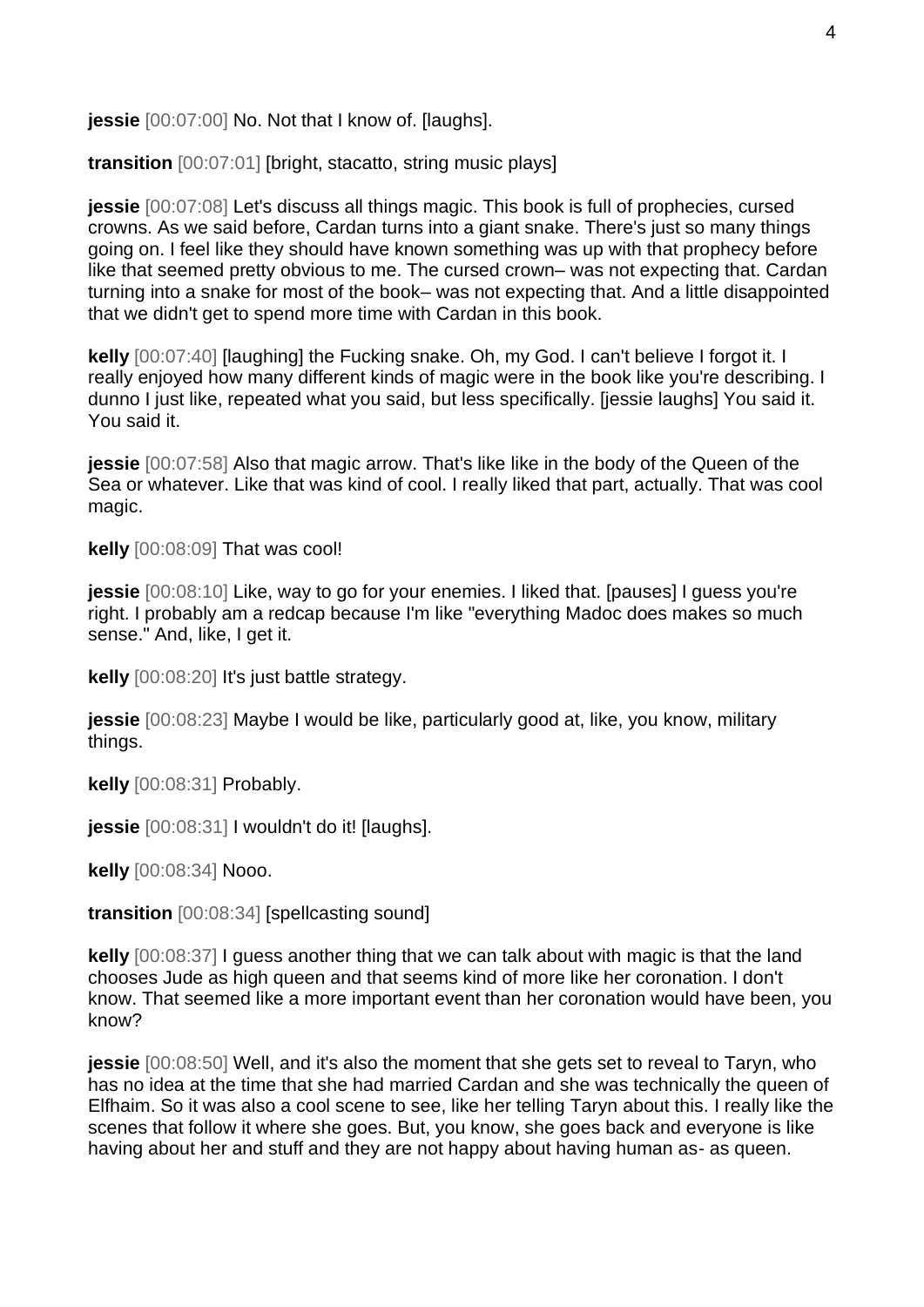**jessie** [00:07:00] No. Not that I know of. [laughs].

**transition** [00:07:01] [bright, stacatto, string music plays]

**jessie** [00:07:08] Let's discuss all things magic. This book is full of prophecies, cursed crowns. As we said before, Cardan turns into a giant snake. There's just so many things going on. I feel like they should have known something was up with that prophecy before like that seemed pretty obvious to me. The cursed crown– was not expecting that. Cardan turning into a snake for most of the book– was not expecting that. And a little disappointed that we didn't get to spend more time with Cardan in this book.

**kelly** [00:07:40] [laughing] the Fucking snake. Oh, my God. I can't believe I forgot it. I really enjoyed how many different kinds of magic were in the book like you're describing. I dunno I just like, repeated what you said, but less specifically. [jessie laughs] You said it. You said it.

**jessie** [00:07:58] Also that magic arrow. That's like like in the body of the Queen of the Sea or whatever. Like that was kind of cool. I really liked that part, actually. That was cool magic.

**kelly** [00:08:09] That was cool!

**jessie** [00:08:10] Like, way to go for your enemies. I liked that. [pauses] I guess you're right. I probably am a redcap because I'm like "everything Madoc does makes so much sense." And, like, I get it.

**kelly** [00:08:20] It's just battle strategy.

**jessie** [00:08:23] Maybe I would be like, particularly good at, like, you know, military things.

**kelly** [00:08:31] Probably.

**jessie** [00:08:31] I wouldn't do it! [laughs].

**kelly** [00:08:34] Nooo.

**transition** [00:08:34] [spellcasting sound]

**kelly** [00:08:37] I guess another thing that we can talk about with magic is that the land chooses Jude as high queen and that seems kind of more like her coronation. I don't know. That seemed like a more important event than her coronation would have been, you know?

**jessie** [00:08:50] Well, and it's also the moment that she gets set to reveal to Taryn, who has no idea at the time that she had married Cardan and she was technically the queen of Elfhaim. So it was also a cool scene to see, like her telling Taryn about this. I really like the scenes that follow it where she goes. But, you know, she goes back and everyone is like having about her and stuff and they are not happy about having human as- as queen.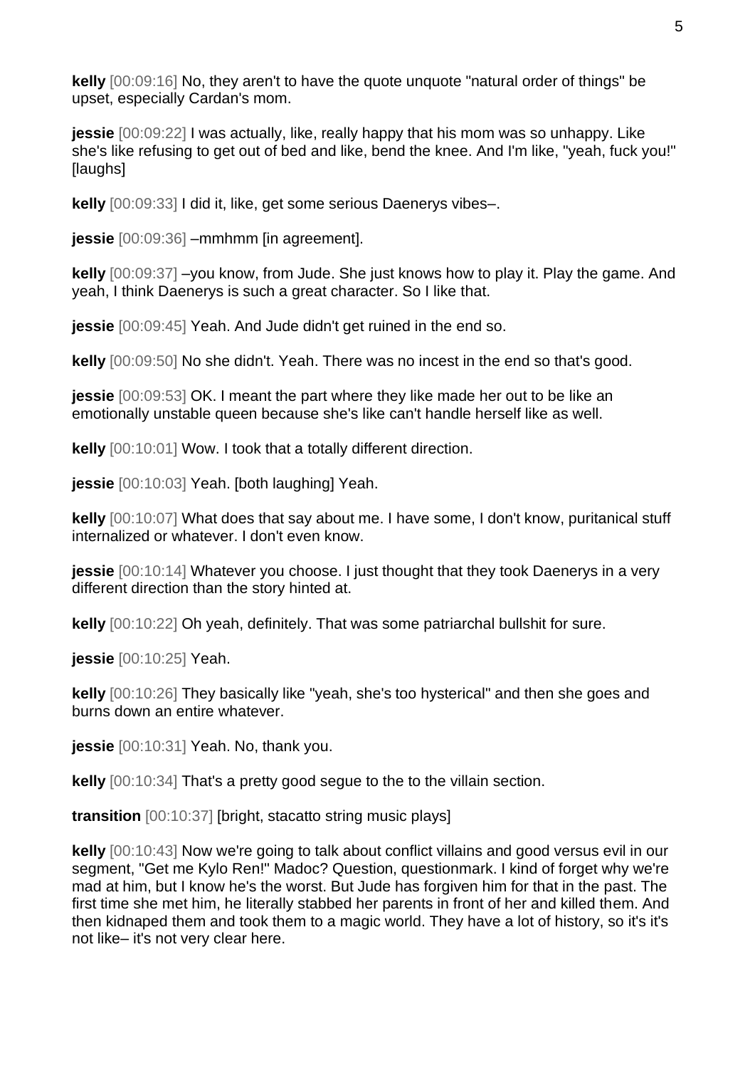**kelly** [00:09:16] No, they aren't to have the quote unquote "natural order of things" be upset, especially Cardan's mom.

**jessie** [00:09:22] I was actually, like, really happy that his mom was so unhappy. Like she's like refusing to get out of bed and like, bend the knee. And I'm like, "yeah, fuck you!" [laughs]

**kelly** [00:09:33] I did it, like, get some serious Daenerys vibes–.

**jessie** [00:09:36] –mmhmm [in agreement].

**kelly** [00:09:37] –you know, from Jude. She just knows how to play it. Play the game. And yeah, I think Daenerys is such a great character. So I like that.

**jessie** [00:09:45] Yeah. And Jude didn't get ruined in the end so.

**kelly** [00:09:50] No she didn't. Yeah. There was no incest in the end so that's good.

**jessie** [00:09:53] OK. I meant the part where they like made her out to be like an emotionally unstable queen because she's like can't handle herself like as well.

**kelly** [00:10:01] Wow. I took that a totally different direction.

**jessie** [00:10:03] Yeah. [both laughing] Yeah.

**kelly** [00:10:07] What does that say about me. I have some, I don't know, puritanical stuff internalized or whatever. I don't even know.

**jessie** [00:10:14] Whatever you choose. I just thought that they took Daenerys in a very different direction than the story hinted at.

**kelly** [00:10:22] Oh yeah, definitely. That was some patriarchal bullshit for sure.

**jessie** [00:10:25] Yeah.

**kelly** [00:10:26] They basically like "yeah, she's too hysterical" and then she goes and burns down an entire whatever.

**jessie** [00:10:31] Yeah. No, thank you.

**kelly** [00:10:34] That's a pretty good segue to the to the villain section.

**transition** [00:10:37] [bright, stacatto string music plays]

**kelly** [00:10:43] Now we're going to talk about conflict villains and good versus evil in our segment, "Get me Kylo Ren!" Madoc? Question, questionmark. I kind of forget why we're mad at him, but I know he's the worst. But Jude has forgiven him for that in the past. The first time she met him, he literally stabbed her parents in front of her and killed them. And then kidnaped them and took them to a magic world. They have a lot of history, so it's it's not like– it's not very clear here.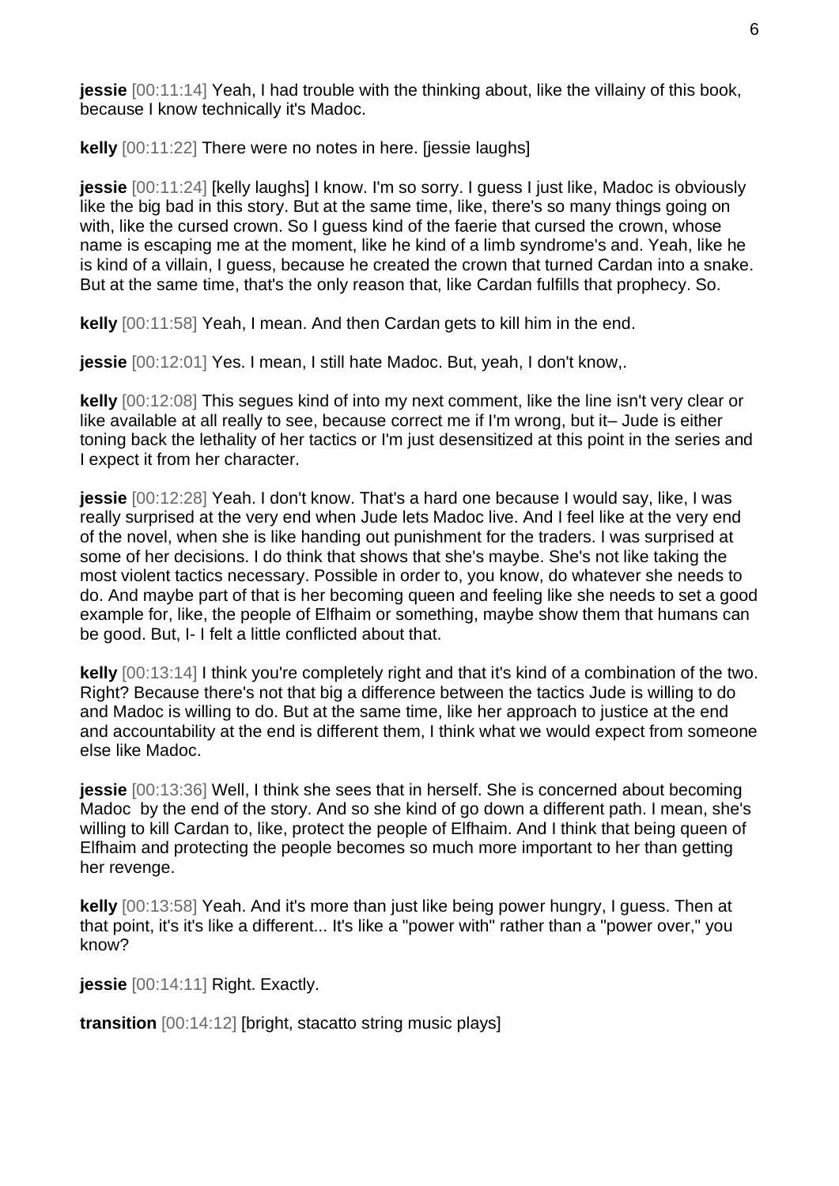**jessie** [00:11:14] Yeah, I had trouble with the thinking about, like the villainy of this book, because I know technically it's Madoc.

**kelly** [00:11:22] There were no notes in here. [jessie laughs]

**jessie** [00:11:24] [kelly laughs] I know. I'm so sorry. I guess I just like, Madoc is obviously like the big bad in this story. But at the same time, like, there's so many things going on with, like the cursed crown. So I guess kind of the faerie that cursed the crown, whose name is escaping me at the moment, like he kind of a limb syndrome's and. Yeah, like he is kind of a villain, I guess, because he created the crown that turned Cardan into a snake. But at the same time, that's the only reason that, like Cardan fulfills that prophecy. So.

**kelly** [00:11:58] Yeah, I mean. And then Cardan gets to kill him in the end.

**jessie** [00:12:01] Yes. I mean, I still hate Madoc. But, yeah, I don't know,.

**kelly** [00:12:08] This segues kind of into my next comment, like the line isn't very clear or like available at all really to see, because correct me if I'm wrong, but it– Jude is either toning back the lethality of her tactics or I'm just desensitized at this point in the series and I expect it from her character.

**jessie** [00:12:28] Yeah. I don't know. That's a hard one because I would say, like, I was really surprised at the very end when Jude lets Madoc live. And I feel like at the very end of the novel, when she is like handing out punishment for the traders. I was surprised at some of her decisions. I do think that shows that she's maybe. She's not like taking the most violent tactics necessary. Possible in order to, you know, do whatever she needs to do. And maybe part of that is her becoming queen and feeling like she needs to set a good example for, like, the people of Elfhaim or something, maybe show them that humans can be good. But, I- I felt a little conflicted about that.

**kelly** [00:13:14] I think you're completely right and that it's kind of a combination of the two. Right? Because there's not that big a difference between the tactics Jude is willing to do and Madoc is willing to do. But at the same time, like her approach to justice at the end and accountability at the end is different them, I think what we would expect from someone else like Madoc.

**jessie** [00:13:36] Well, I think she sees that in herself. She is concerned about becoming Madoc by the end of the story. And so she kind of go down a different path. I mean, she's willing to kill Cardan to, like, protect the people of Elfhaim. And I think that being queen of Elfhaim and protecting the people becomes so much more important to her than getting her revenge.

**kelly** [00:13:58] Yeah. And it's more than just like being power hungry, I guess. Then at that point, it's it's like a different... It's like a "power with" rather than a "power over," you know?

**jessie** [00:14:11] Right. Exactly.

**transition** [00:14:12] [bright, stacatto string music plays]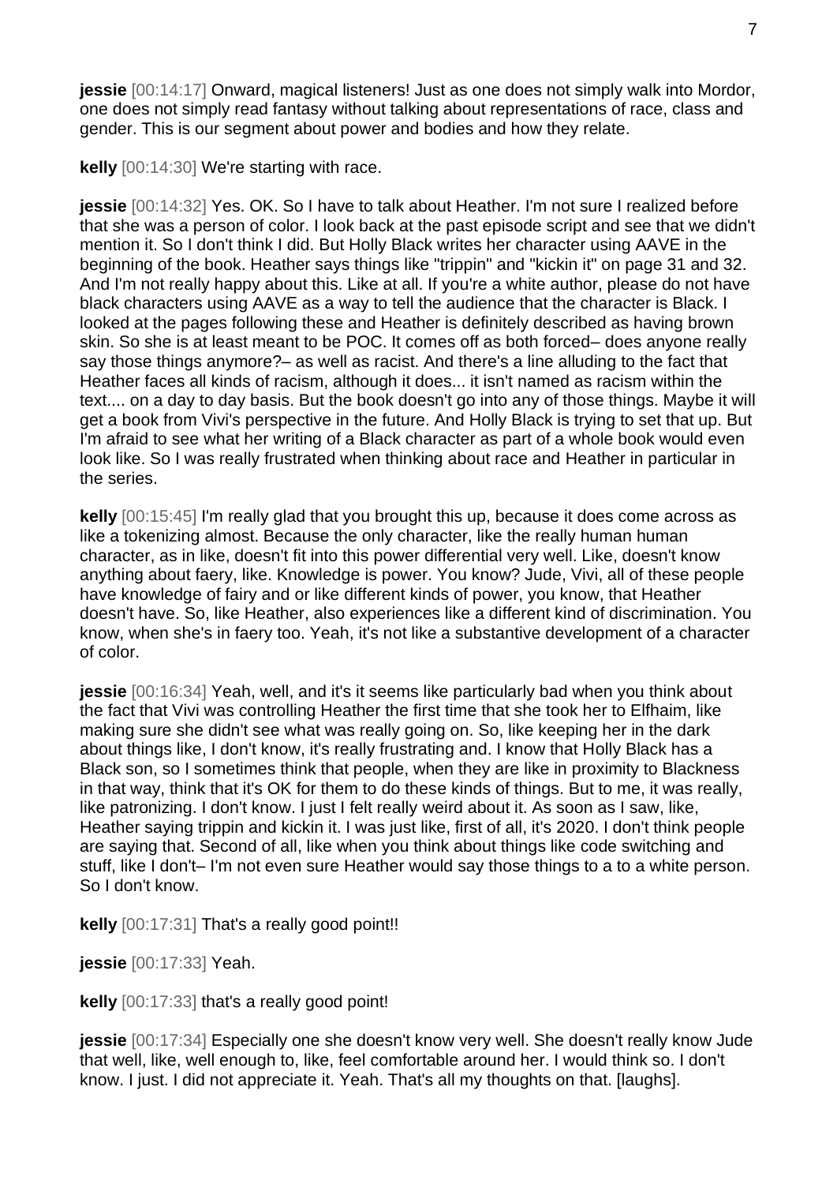**jessie** [00:14:17] Onward, magical listeners! Just as one does not simply walk into Mordor, one does not simply read fantasy without talking about representations of race, class and gender. This is our segment about power and bodies and how they relate.

**kelly** [00:14:30] We're starting with race.

**jessie** [00:14:32] Yes. OK. So I have to talk about Heather. I'm not sure I realized before that she was a person of color. I look back at the past episode script and see that we didn't mention it. So I don't think I did. But Holly Black writes her character using AAVE in the beginning of the book. Heather says things like "trippin" and "kickin it" on page 31 and 32. And I'm not really happy about this. Like at all. If you're a white author, please do not have black characters using AAVE as a way to tell the audience that the character is Black. I looked at the pages following these and Heather is definitely described as having brown skin. So she is at least meant to be POC. It comes off as both forced– does anyone really say those things anymore?– as well as racist. And there's a line alluding to the fact that Heather faces all kinds of racism, although it does... it isn't named as racism within the text.... on a day to day basis. But the book doesn't go into any of those things. Maybe it will get a book from Vivi's perspective in the future. And Holly Black is trying to set that up. But I'm afraid to see what her writing of a Black character as part of a whole book would even look like. So I was really frustrated when thinking about race and Heather in particular in the series.

**kelly** [00:15:45] I'm really glad that you brought this up, because it does come across as like a tokenizing almost. Because the only character, like the really human human character, as in like, doesn't fit into this power differential very well. Like, doesn't know anything about faery, like. Knowledge is power. You know? Jude, Vivi, all of these people have knowledge of fairy and or like different kinds of power, you know, that Heather doesn't have. So, like Heather, also experiences like a different kind of discrimination. You know, when she's in faery too. Yeah, it's not like a substantive development of a character of color.

**jessie** [00:16:34] Yeah, well, and it's it seems like particularly bad when you think about the fact that Vivi was controlling Heather the first time that she took her to Elfhaim, like making sure she didn't see what was really going on. So, like keeping her in the dark about things like, I don't know, it's really frustrating and. I know that Holly Black has a Black son, so I sometimes think that people, when they are like in proximity to Blackness in that way, think that it's OK for them to do these kinds of things. But to me, it was really, like patronizing. I don't know. I just I felt really weird about it. As soon as I saw, like, Heather saying trippin and kickin it. I was just like, first of all, it's 2020. I don't think people are saying that. Second of all, like when you think about things like code switching and stuff, like I don't– I'm not even sure Heather would say those things to a to a white person. So I don't know.

**kelly** [00:17:31] That's a really good point!!

**jessie** [00:17:33] Yeah.

**kelly** [00:17:33] that's a really good point!

**jessie** [00:17:34] Especially one she doesn't know very well. She doesn't really know Jude that well, like, well enough to, like, feel comfortable around her. I would think so. I don't know. I just. I did not appreciate it. Yeah. That's all my thoughts on that. [laughs].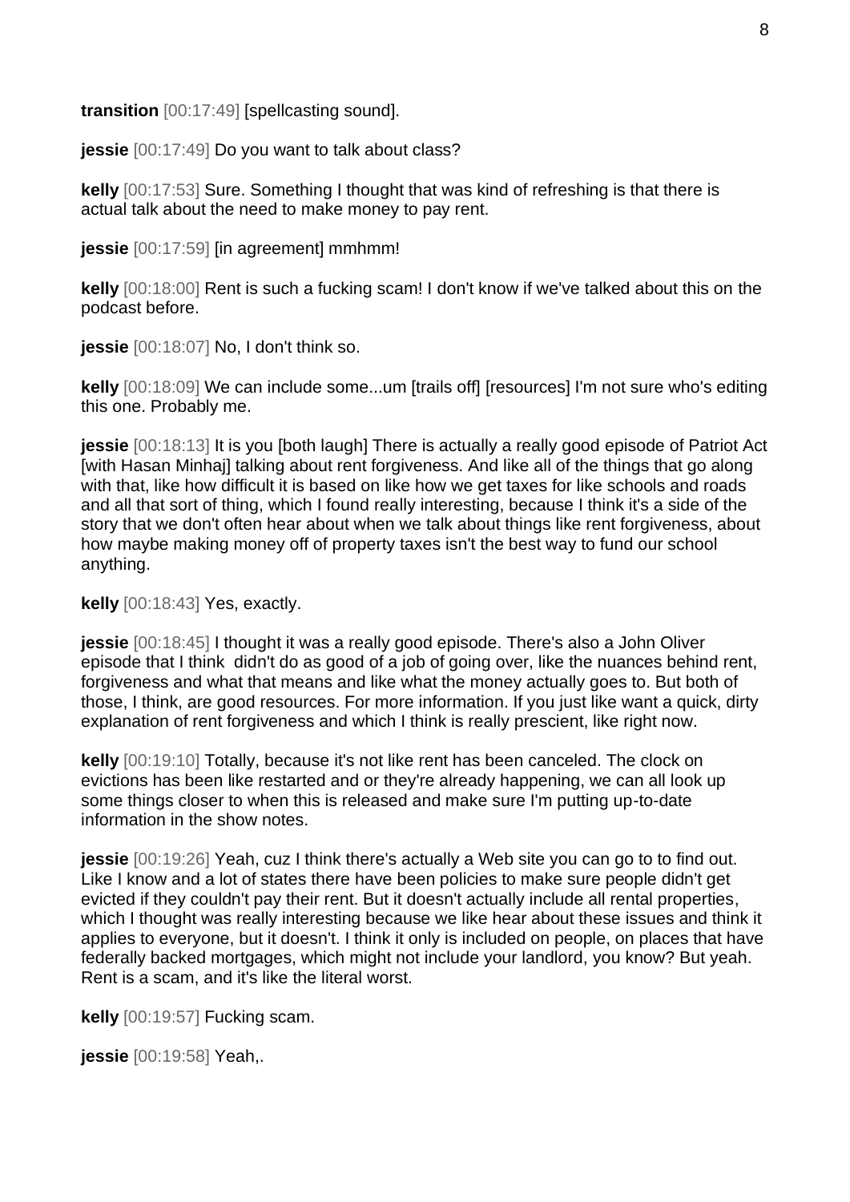**transition** [00:17:49] [spellcasting sound].

**jessie** [00:17:49] Do you want to talk about class?

**kelly** [00:17:53] Sure. Something I thought that was kind of refreshing is that there is actual talk about the need to make money to pay rent.

**jessie** [00:17:59] [in agreement] mmhmm!

**kelly** [00:18:00] Rent is such a fucking scam! I don't know if we've talked about this on the podcast before.

**jessie** [00:18:07] No, I don't think so.

**kelly** [00:18:09] We can include some...um [trails off] [resources] I'm not sure who's editing this one. Probably me.

**jessie** [00:18:13] It is you [both laugh] There is actually a really good episode of Patriot Act [with Hasan Minhaj] talking about rent forgiveness. And like all of the things that go along with that, like how difficult it is based on like how we get taxes for like schools and roads and all that sort of thing, which I found really interesting, because I think it's a side of the story that we don't often hear about when we talk about things like rent forgiveness, about how maybe making money off of property taxes isn't the best way to fund our school anything.

**kelly** [00:18:43] Yes, exactly.

**jessie** [00:18:45] I thought it was a really good episode. There's also a John Oliver episode that I think didn't do as good of a job of going over, like the nuances behind rent, forgiveness and what that means and like what the money actually goes to. But both of those, I think, are good resources. For more information. If you just like want a quick, dirty explanation of rent forgiveness and which I think is really prescient, like right now.

**kelly** [00:19:10] Totally, because it's not like rent has been canceled. The clock on evictions has been like restarted and or they're already happening, we can all look up some things closer to when this is released and make sure I'm putting up-to-date information in the show notes.

**jessie** [00:19:26] Yeah, cuz I think there's actually a Web site you can go to to find out. Like I know and a lot of states there have been policies to make sure people didn't get evicted if they couldn't pay their rent. But it doesn't actually include all rental properties, which I thought was really interesting because we like hear about these issues and think it applies to everyone, but it doesn't. I think it only is included on people, on places that have federally backed mortgages, which might not include your landlord, you know? But yeah. Rent is a scam, and it's like the literal worst.

**kelly** [00:19:57] Fucking scam.

**jessie** [00:19:58] Yeah,.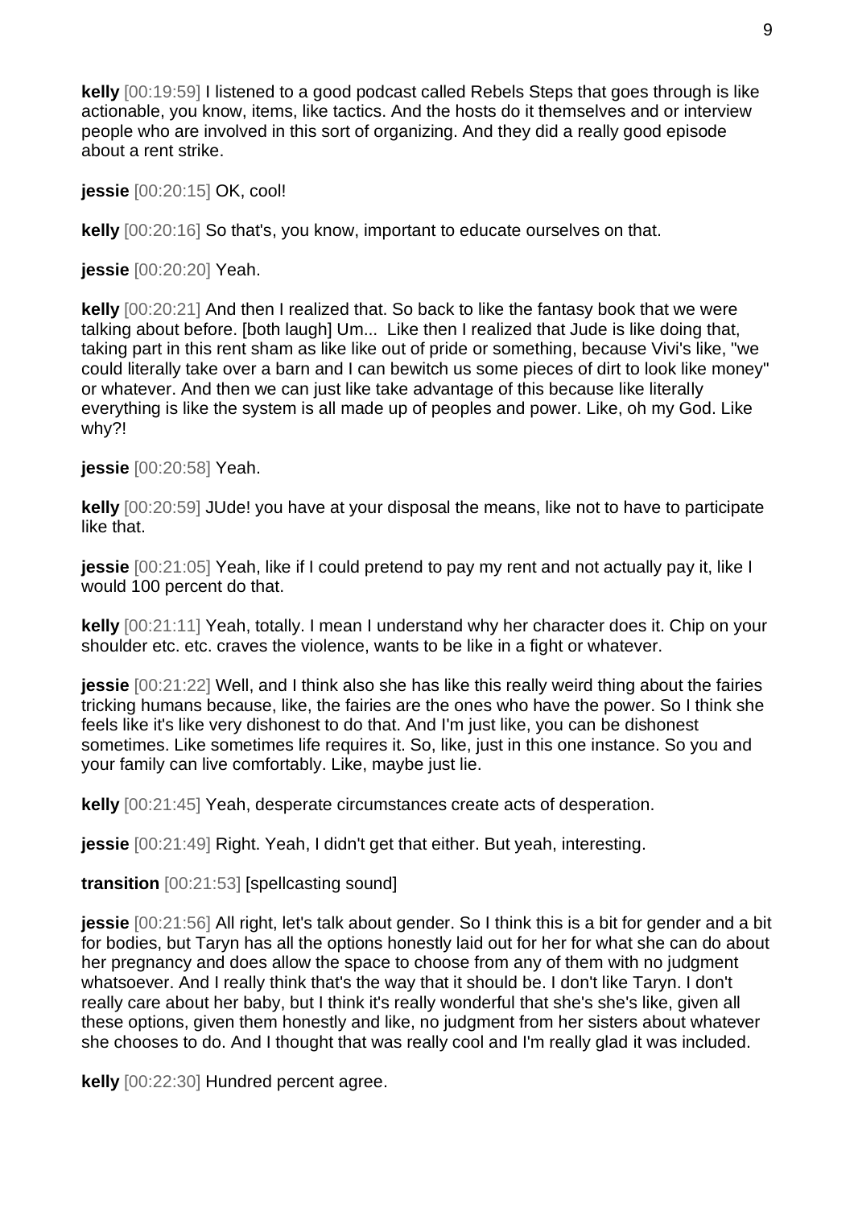**kelly** [00:19:59] I listened to a good podcast called Rebels Steps that goes through is like actionable, you know, items, like tactics. And the hosts do it themselves and or interview people who are involved in this sort of organizing. And they did a really good episode about a rent strike.

**jessie** [00:20:15] OK, cool!

**kelly** [00:20:16] So that's, you know, important to educate ourselves on that.

**jessie** [00:20:20] Yeah.

**kelly** [00:20:21] And then I realized that. So back to like the fantasy book that we were talking about before. [both laugh] Um... Like then I realized that Jude is like doing that, taking part in this rent sham as like like out of pride or something, because Vivi's like, "we could literally take over a barn and I can bewitch us some pieces of dirt to look like money" or whatever. And then we can just like take advantage of this because like literally everything is like the system is all made up of peoples and power. Like, oh my God. Like why?!

**jessie** [00:20:58] Yeah.

**kelly** [00:20:59] JUde! you have at your disposal the means, like not to have to participate like that.

**jessie** [00:21:05] Yeah, like if I could pretend to pay my rent and not actually pay it, like I would 100 percent do that.

**kelly** [00:21:11] Yeah, totally. I mean I understand why her character does it. Chip on your shoulder etc. etc. craves the violence, wants to be like in a fight or whatever.

**jessie** [00:21:22] Well, and I think also she has like this really weird thing about the fairies tricking humans because, like, the fairies are the ones who have the power. So I think she feels like it's like very dishonest to do that. And I'm just like, you can be dishonest sometimes. Like sometimes life requires it. So, like, just in this one instance. So you and your family can live comfortably. Like, maybe just lie.

**kelly** [00:21:45] Yeah, desperate circumstances create acts of desperation.

**jessie** [00:21:49] Right. Yeah, I didn't get that either. But yeah, interesting.

**transition** [00:21:53] [spellcasting sound]

**jessie** [00:21:56] All right, let's talk about gender. So I think this is a bit for gender and a bit for bodies, but Taryn has all the options honestly laid out for her for what she can do about her pregnancy and does allow the space to choose from any of them with no judgment whatsoever. And I really think that's the way that it should be. I don't like Taryn. I don't really care about her baby, but I think it's really wonderful that she's she's like, given all these options, given them honestly and like, no judgment from her sisters about whatever she chooses to do. And I thought that was really cool and I'm really glad it was included.

**kelly** [00:22:30] Hundred percent agree.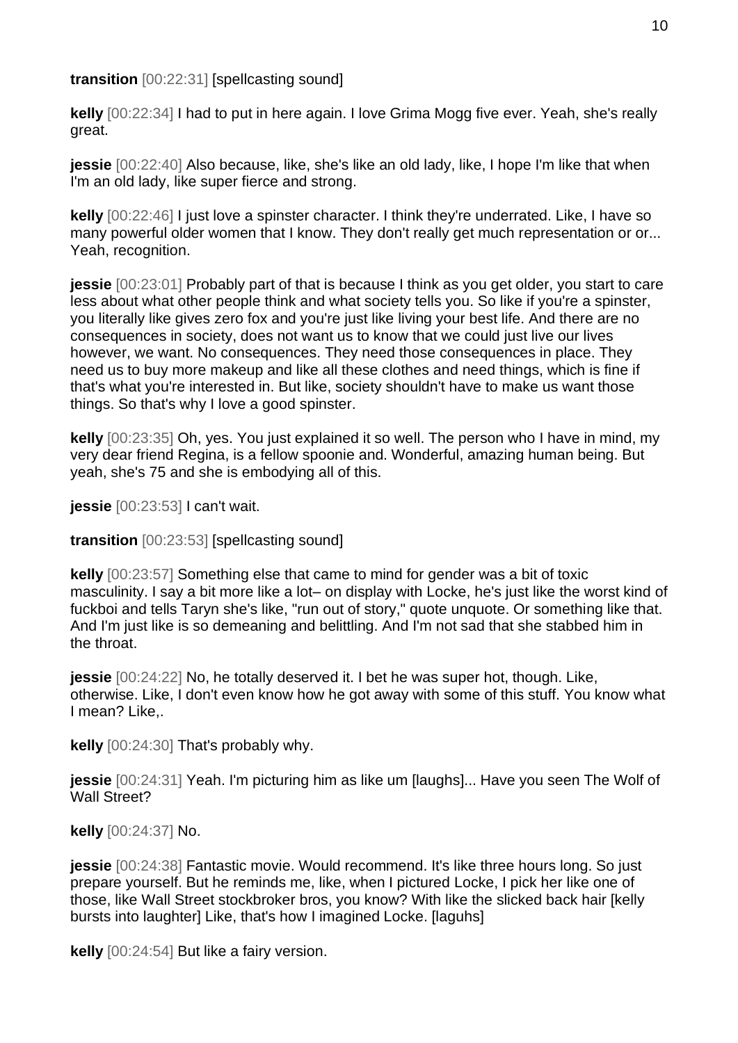**transition** [00:22:31] [spellcasting sound]

**kelly** [00:22:34] I had to put in here again. I love Grima Mogg five ever. Yeah, she's really great.

**jessie** [00:22:40] Also because, like, she's like an old lady, like, I hope I'm like that when I'm an old lady, like super fierce and strong.

**kelly** [00:22:46] I just love a spinster character. I think they're underrated. Like, I have so many powerful older women that I know. They don't really get much representation or or... Yeah, recognition.

**jessie** [00:23:01] Probably part of that is because I think as you get older, you start to care less about what other people think and what society tells you. So like if you're a spinster, you literally like gives zero fox and you're just like living your best life. And there are no consequences in society, does not want us to know that we could just live our lives however, we want. No consequences. They need those consequences in place. They need us to buy more makeup and like all these clothes and need things, which is fine if that's what you're interested in. But like, society shouldn't have to make us want those things. So that's why I love a good spinster.

**kelly** [00:23:35] Oh, yes. You just explained it so well. The person who I have in mind, my very dear friend Regina, is a fellow spoonie and. Wonderful, amazing human being. But yeah, she's 75 and she is embodying all of this.

**jessie** [00:23:53] I can't wait.

**transition** [00:23:53] [spellcasting sound]

**kelly** [00:23:57] Something else that came to mind for gender was a bit of toxic masculinity. I say a bit more like a lot– on display with Locke, he's just like the worst kind of fuckboi and tells Taryn she's like, "run out of story," quote unquote. Or something like that. And I'm just like is so demeaning and belittling. And I'm not sad that she stabbed him in the throat.

**jessie** [00:24:22] No, he totally deserved it. I bet he was super hot, though. Like, otherwise. Like, I don't even know how he got away with some of this stuff. You know what I mean? Like,.

**kelly** [00:24:30] That's probably why.

**jessie** [00:24:31] Yeah. I'm picturing him as like um [laughs]... Have you seen The Wolf of Wall Street?

**kelly** [00:24:37] No.

**jessie** [00:24:38] Fantastic movie. Would recommend. It's like three hours long. So just prepare yourself. But he reminds me, like, when I pictured Locke, I pick her like one of those, like Wall Street stockbroker bros, you know? With like the slicked back hair [kelly bursts into laughter] Like, that's how I imagined Locke. [laguhs]

**kelly** [00:24:54] But like a fairy version.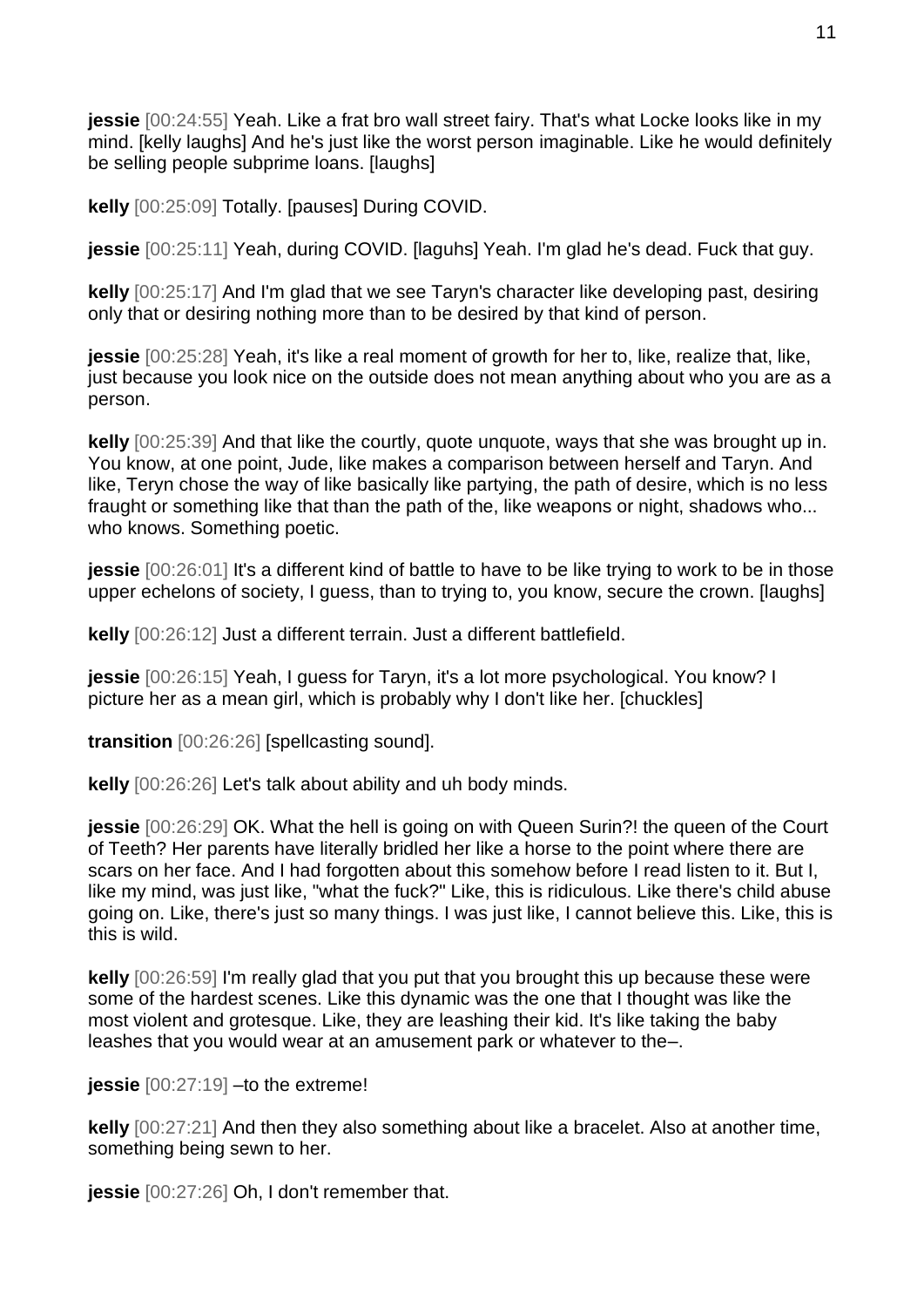**jessie** [00:24:55] Yeah. Like a frat bro wall street fairy. That's what Locke looks like in my mind. [kelly laughs] And he's just like the worst person imaginable. Like he would definitely be selling people subprime loans. [laughs]

**kelly** [00:25:09] Totally. [pauses] During COVID.

**jessie** [00:25:11] Yeah, during COVID. [laguhs] Yeah. I'm glad he's dead. Fuck that guy.

**kelly** [00:25:17] And I'm glad that we see Taryn's character like developing past, desiring only that or desiring nothing more than to be desired by that kind of person.

**jessie** [00:25:28] Yeah, it's like a real moment of growth for her to, like, realize that, like, just because you look nice on the outside does not mean anything about who you are as a person.

**kelly** [00:25:39] And that like the courtly, quote unquote, ways that she was brought up in. You know, at one point, Jude, like makes a comparison between herself and Taryn. And like, Teryn chose the way of like basically like partying, the path of desire, which is no less fraught or something like that than the path of the, like weapons or night, shadows who... who knows. Something poetic.

**jessie** [00:26:01] It's a different kind of battle to have to be like trying to work to be in those upper echelons of society, I guess, than to trying to, you know, secure the crown. [laughs]

**kelly** [00:26:12] Just a different terrain. Just a different battlefield.

**jessie** [00:26:15] Yeah, I guess for Taryn, it's a lot more psychological. You know? I picture her as a mean girl, which is probably why I don't like her. [chuckles]

**transition** [00:26:26] [spellcasting sound].

**kelly** [00:26:26] Let's talk about ability and uh body minds.

**jessie** [00:26:29] OK. What the hell is going on with Queen Surin?! the queen of the Court of Teeth? Her parents have literally bridled her like a horse to the point where there are scars on her face. And I had forgotten about this somehow before I read listen to it. But I, like my mind, was just like, "what the fuck?" Like, this is ridiculous. Like there's child abuse going on. Like, there's just so many things. I was just like, I cannot believe this. Like, this is this is wild.

**kelly** [00:26:59] I'm really glad that you put that you brought this up because these were some of the hardest scenes. Like this dynamic was the one that I thought was like the most violent and grotesque. Like, they are leashing their kid. It's like taking the baby leashes that you would wear at an amusement park or whatever to the–.

**jessie** [00:27:19] –to the extreme!

**kelly** [00:27:21] And then they also something about like a bracelet. Also at another time, something being sewn to her.

**jessie** [00:27:26] Oh, I don't remember that.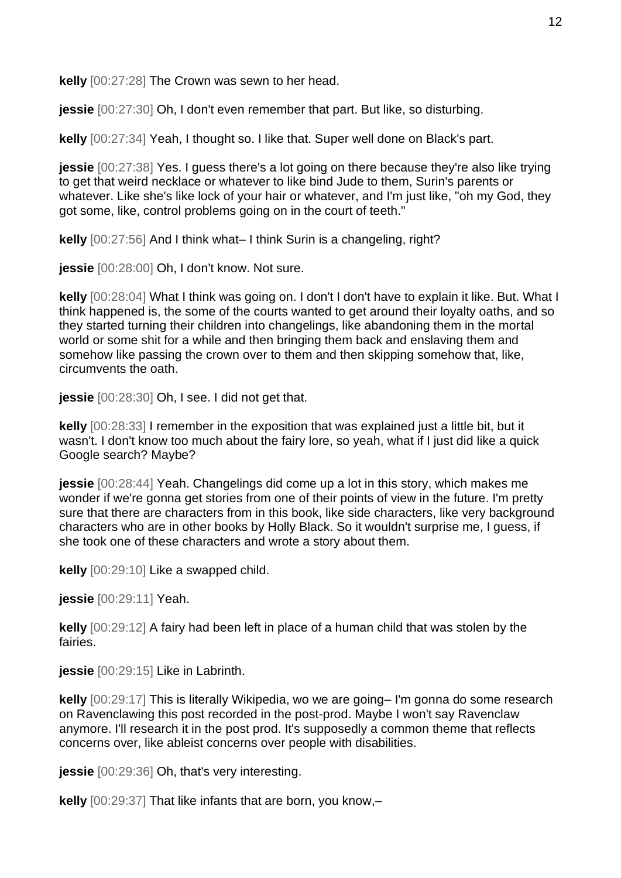**kelly** [00:27:28] The Crown was sewn to her head.

**jessie** [00:27:30] Oh, I don't even remember that part. But like, so disturbing.

**kelly** [00:27:34] Yeah, I thought so. I like that. Super well done on Black's part.

**jessie** [00:27:38] Yes. I guess there's a lot going on there because they're also like trying to get that weird necklace or whatever to like bind Jude to them, Surin's parents or whatever. Like she's like lock of your hair or whatever, and I'm just like, "oh my God, they got some, like, control problems going on in the court of teeth."

**kelly** [00:27:56] And I think what– I think Surin is a changeling, right?

**jessie** [00:28:00] Oh, I don't know. Not sure.

**kelly** [00:28:04] What I think was going on. I don't I don't have to explain it like. But. What I think happened is, the some of the courts wanted to get around their loyalty oaths, and so they started turning their children into changelings, like abandoning them in the mortal world or some shit for a while and then bringing them back and enslaving them and somehow like passing the crown over to them and then skipping somehow that, like, circumvents the oath.

**jessie** [00:28:30] Oh, I see. I did not get that.

**kelly** [00:28:33] I remember in the exposition that was explained just a little bit, but it wasn't. I don't know too much about the fairy lore, so yeah, what if I just did like a quick Google search? Maybe?

**jessie** [00:28:44] Yeah. Changelings did come up a lot in this story, which makes me wonder if we're gonna get stories from one of their points of view in the future. I'm pretty sure that there are characters from in this book, like side characters, like very background characters who are in other books by Holly Black. So it wouldn't surprise me, I guess, if she took one of these characters and wrote a story about them.

**kelly** [00:29:10] Like a swapped child.

**jessie** [00:29:11] Yeah.

**kelly** [00:29:12] A fairy had been left in place of a human child that was stolen by the fairies.

**jessie** [00:29:15] Like in Labrinth.

**kelly** [00:29:17] This is literally Wikipedia, wo we are going– I'm gonna do some research on Ravenclawing this post recorded in the post-prod. Maybe I won't say Ravenclaw anymore. I'll research it in the post prod. It's supposedly a common theme that reflects concerns over, like ableist concerns over people with disabilities.

**jessie** [00:29:36] Oh, that's very interesting.

**kelly** [00:29:37] That like infants that are born, you know,–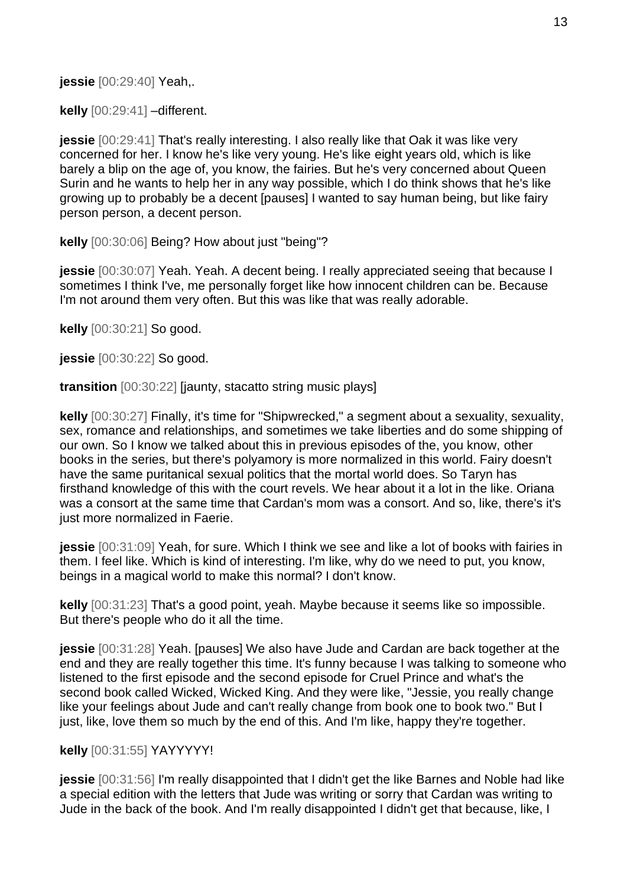**jessie** [00:29:40] Yeah,.

**kelly** [00:29:41] –different.

**jessie** [00:29:41] That's really interesting. I also really like that Oak it was like very concerned for her. I know he's like very young. He's like eight years old, which is like barely a blip on the age of, you know, the fairies. But he's very concerned about Queen Surin and he wants to help her in any way possible, which I do think shows that he's like growing up to probably be a decent [pauses] I wanted to say human being, but like fairy person person, a decent person.

**kelly** [00:30:06] Being? How about just "being"?

**jessie** [00:30:07] Yeah. Yeah. A decent being. I really appreciated seeing that because I sometimes I think I've, me personally forget like how innocent children can be. Because I'm not around them very often. But this was like that was really adorable.

**kelly** [00:30:21] So good.

**jessie** [00:30:22] So good.

**transition** [00:30:22] [jaunty, stacatto string music plays]

**kelly** [00:30:27] Finally, it's time for "Shipwrecked," a segment about a sexuality, sexuality, sex, romance and relationships, and sometimes we take liberties and do some shipping of our own. So I know we talked about this in previous episodes of the, you know, other books in the series, but there's polyamory is more normalized in this world. Fairy doesn't have the same puritanical sexual politics that the mortal world does. So Taryn has firsthand knowledge of this with the court revels. We hear about it a lot in the like. Oriana was a consort at the same time that Cardan's mom was a consort. And so, like, there's it's just more normalized in Faerie.

**jessie** [00:31:09] Yeah, for sure. Which I think we see and like a lot of books with fairies in them. I feel like. Which is kind of interesting. I'm like, why do we need to put, you know, beings in a magical world to make this normal? I don't know.

**kelly** [00:31:23] That's a good point, yeah. Maybe because it seems like so impossible. But there's people who do it all the time.

**jessie** [00:31:28] Yeah. [pauses] We also have Jude and Cardan are back together at the end and they are really together this time. It's funny because I was talking to someone who listened to the first episode and the second episode for Cruel Prince and what's the second book called Wicked, Wicked King. And they were like, "Jessie, you really change like your feelings about Jude and can't really change from book one to book two." But I just, like, love them so much by the end of this. And I'm like, happy they're together.

**kelly** [00:31:55] YAYYYYY!

**jessie** [00:31:56] I'm really disappointed that I didn't get the like Barnes and Noble had like a special edition with the letters that Jude was writing or sorry that Cardan was writing to Jude in the back of the book. And I'm really disappointed I didn't get that because, like, I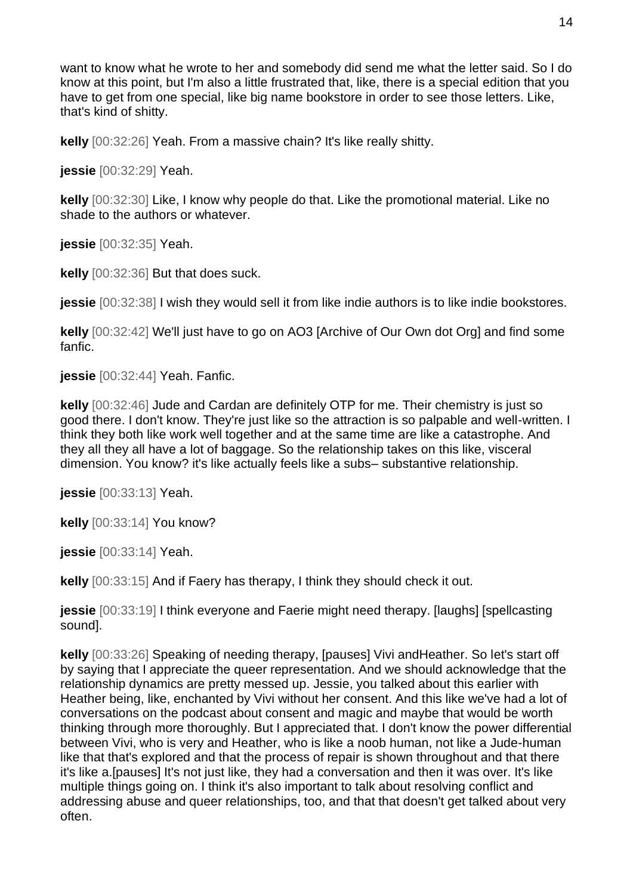want to know what he wrote to her and somebody did send me what the letter said. So I do know at this point, but I'm also a little frustrated that, like, there is a special edition that you have to get from one special, like big name bookstore in order to see those letters. Like, that's kind of shitty.

**kelly** [00:32:26] Yeah. From a massive chain? It's like really shitty.

**jessie** [00:32:29] Yeah.

**kelly** [00:32:30] Like, I know why people do that. Like the promotional material. Like no shade to the authors or whatever.

**jessie** [00:32:35] Yeah.

**kelly** [00:32:36] But that does suck.

**jessie** [00:32:38] I wish they would sell it from like indie authors is to like indie bookstores.

**kelly** [00:32:42] We'll just have to go on AO3 [Archive of Our Own dot Org] and find some fanfic.

**jessie** [00:32:44] Yeah. Fanfic.

**kelly** [00:32:46] Jude and Cardan are definitely OTP for me. Their chemistry is just so good there. I don't know. They're just like so the attraction is so palpable and well-written. I think they both like work well together and at the same time are like a catastrophe. And they all they all have a lot of baggage. So the relationship takes on this like, visceral dimension. You know? it's like actually feels like a subs– substantive relationship.

**jessie** [00:33:13] Yeah.

**kelly** [00:33:14] You know?

**jessie** [00:33:14] Yeah.

**kelly** [00:33:15] And if Faery has therapy, I think they should check it out.

**jessie** [00:33:19] I think everyone and Faerie might need therapy. [laughs] [spellcasting sound].

**kelly** [00:33:26] Speaking of needing therapy, [pauses] Vivi andHeather. So let's start off by saying that I appreciate the queer representation. And we should acknowledge that the relationship dynamics are pretty messed up. Jessie, you talked about this earlier with Heather being, like, enchanted by Vivi without her consent. And this like we've had a lot of conversations on the podcast about consent and magic and maybe that would be worth thinking through more thoroughly. But I appreciated that. I don't know the power differential between Vivi, who is very and Heather, who is like a noob human, not like a Jude-human like that that's explored and that the process of repair is shown throughout and that there it's like a.[pauses] It's not just like, they had a conversation and then it was over. It's like multiple things going on. I think it's also important to talk about resolving conflict and addressing abuse and queer relationships, too, and that that doesn't get talked about very often.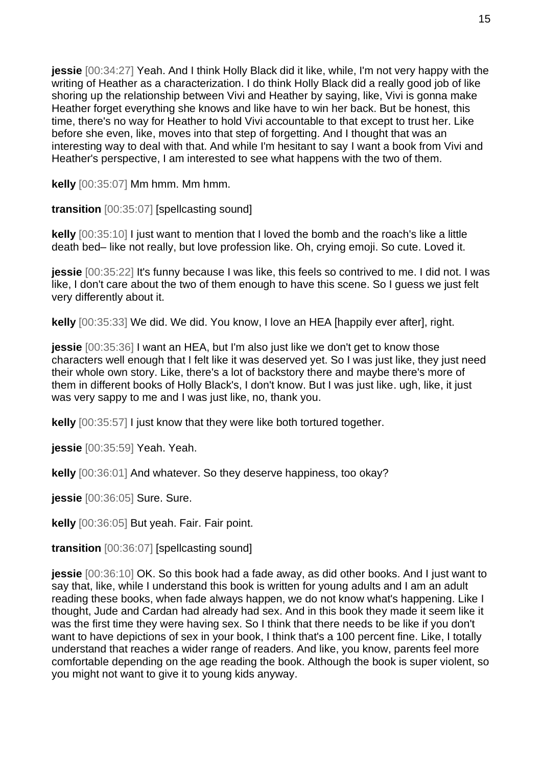**jessie** [00:34:27] Yeah. And I think Holly Black did it like, while, I'm not very happy with the writing of Heather as a characterization. I do think Holly Black did a really good job of like shoring up the relationship between Vivi and Heather by saying, like, Vivi is gonna make Heather forget everything she knows and like have to win her back. But be honest, this time, there's no way for Heather to hold Vivi accountable to that except to trust her. Like before she even, like, moves into that step of forgetting. And I thought that was an interesting way to deal with that. And while I'm hesitant to say I want a book from Vivi and Heather's perspective, I am interested to see what happens with the two of them.

**kelly** [00:35:07] Mm hmm. Mm hmm.

**transition** [00:35:07] [spellcasting sound]

**kelly** [00:35:10] I just want to mention that I loved the bomb and the roach's like a little death bed– like not really, but love profession like. Oh, crying emoji. So cute. Loved it.

**jessie** [00:35:22] It's funny because I was like, this feels so contrived to me. I did not. I was like, I don't care about the two of them enough to have this scene. So I guess we just felt very differently about it.

**kelly** [00:35:33] We did. We did. You know, I love an HEA [happily ever after], right.

**jessie** [00:35:36] I want an HEA, but I'm also just like we don't get to know those characters well enough that I felt like it was deserved yet. So I was just like, they just need their whole own story. Like, there's a lot of backstory there and maybe there's more of them in different books of Holly Black's, I don't know. But I was just like. ugh, like, it just was very sappy to me and I was just like, no, thank you.

**kelly** [00:35:57] I just know that they were like both tortured together.

**jessie** [00:35:59] Yeah. Yeah.

**kelly** [00:36:01] And whatever. So they deserve happiness, too okay?

**jessie** [00:36:05] Sure. Sure.

**kelly** [00:36:05] But yeah. Fair. Fair point.

**transition** [00:36:07] [spellcasting sound]

**jessie** [00:36:10] OK. So this book had a fade away, as did other books. And I just want to say that, like, while I understand this book is written for young adults and I am an adult reading these books, when fade always happen, we do not know what's happening. Like I thought, Jude and Cardan had already had sex. And in this book they made it seem like it was the first time they were having sex. So I think that there needs to be like if you don't want to have depictions of sex in your book, I think that's a 100 percent fine. Like, I totally understand that reaches a wider range of readers. And like, you know, parents feel more comfortable depending on the age reading the book. Although the book is super violent, so you might not want to give it to young kids anyway.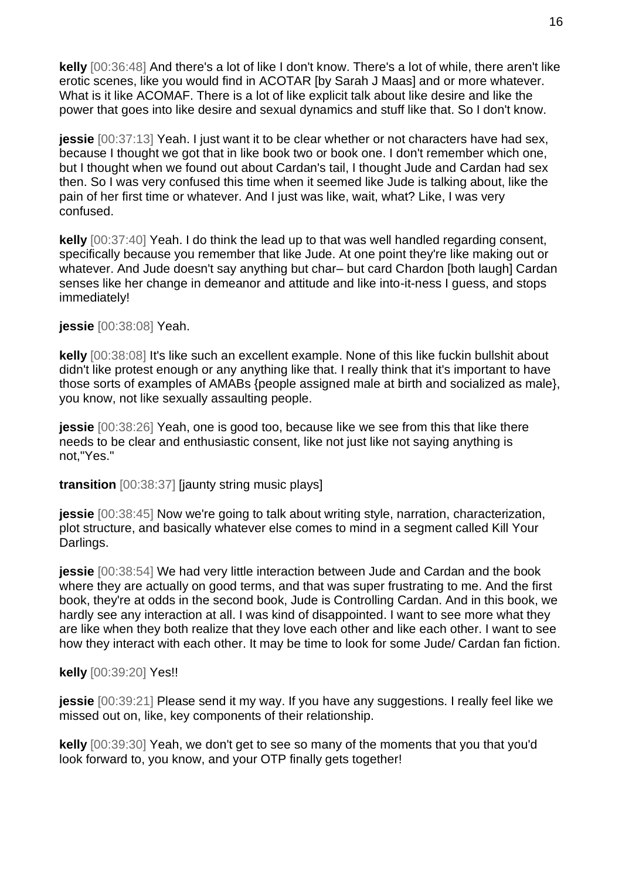**kelly** [00:36:48] And there's a lot of like I don't know. There's a lot of while, there aren't like erotic scenes, like you would find in ACOTAR [by Sarah J Maas] and or more whatever. What is it like ACOMAF. There is a lot of like explicit talk about like desire and like the power that goes into like desire and sexual dynamics and stuff like that. So I don't know.

**jessie** [00:37:13] Yeah. I just want it to be clear whether or not characters have had sex, because I thought we got that in like book two or book one. I don't remember which one, but I thought when we found out about Cardan's tail, I thought Jude and Cardan had sex then. So I was very confused this time when it seemed like Jude is talking about, like the pain of her first time or whatever. And I just was like, wait, what? Like, I was very confused.

**kelly** [00:37:40] Yeah. I do think the lead up to that was well handled regarding consent, specifically because you remember that like Jude. At one point they're like making out or whatever. And Jude doesn't say anything but char– but card Chardon [both laugh] Cardan senses like her change in demeanor and attitude and like into-it-ness I guess, and stops immediately!

**jessie** [00:38:08] Yeah.

**kelly** [00:38:08] It's like such an excellent example. None of this like fuckin bullshit about didn't like protest enough or any anything like that. I really think that it's important to have those sorts of examples of AMABs {people assigned male at birth and socialized as male}, you know, not like sexually assaulting people.

**jessie** [00:38:26] Yeah, one is good too, because like we see from this that like there needs to be clear and enthusiastic consent, like not just like not saying anything is not,"Yes."

**transition** [00:38:37] [jaunty string music plays]

**jessie** [00:38:45] Now we're going to talk about writing style, narration, characterization, plot structure, and basically whatever else comes to mind in a segment called Kill Your Darlings.

**jessie** [00:38:54] We had very little interaction between Jude and Cardan and the book where they are actually on good terms, and that was super frustrating to me. And the first book, they're at odds in the second book, Jude is Controlling Cardan. And in this book, we hardly see any interaction at all. I was kind of disappointed. I want to see more what they are like when they both realize that they love each other and like each other. I want to see how they interact with each other. It may be time to look for some Jude/ Cardan fan fiction.

**kelly** [00:39:20] Yes!!

**jessie** [00:39:21] Please send it my way. If you have any suggestions. I really feel like we missed out on, like, key components of their relationship.

**kelly** [00:39:30] Yeah, we don't get to see so many of the moments that you that you'd look forward to, you know, and your OTP finally gets together!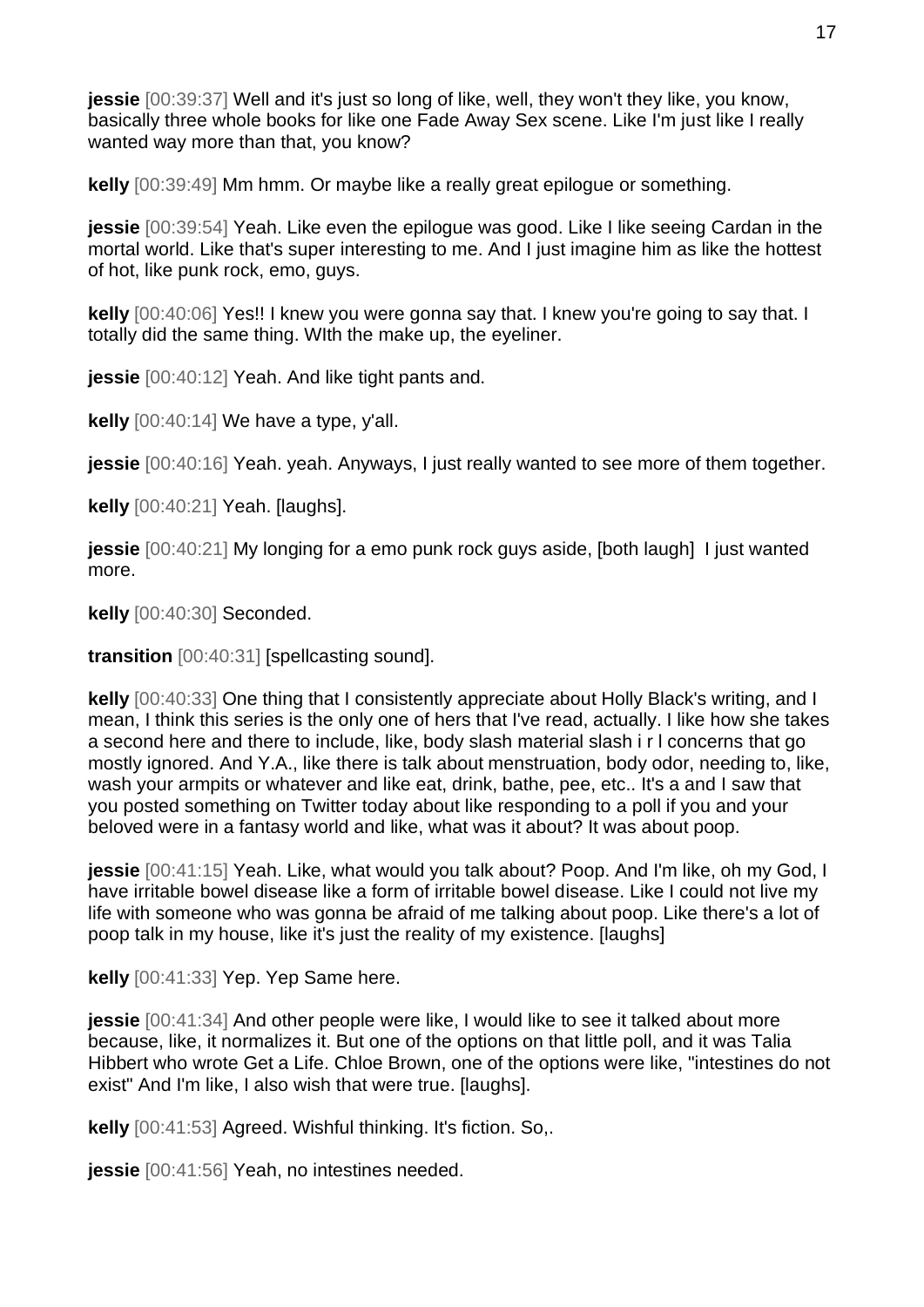**jessie** [00:39:37] Well and it's just so long of like, well, they won't they like, you know, basically three whole books for like one Fade Away Sex scene. Like I'm just like I really wanted way more than that, you know?

**kelly** [00:39:49] Mm hmm. Or maybe like a really great epilogue or something.

**jessie** [00:39:54] Yeah. Like even the epilogue was good. Like I like seeing Cardan in the mortal world. Like that's super interesting to me. And I just imagine him as like the hottest of hot, like punk rock, emo, guys.

**kelly** [00:40:06] Yes!! I knew you were gonna say that. I knew you're going to say that. I totally did the same thing. WIth the make up, the eyeliner.

**jessie** [00:40:12] Yeah. And like tight pants and.

**kelly** [00:40:14] We have a type, y'all.

**jessie** [00:40:16] Yeah. yeah. Anyways, I just really wanted to see more of them together.

**kelly** [00:40:21] Yeah. [laughs].

**jessie** [00:40:21] My longing for a emo punk rock guys aside, [both laugh] I just wanted more.

**kelly** [00:40:30] Seconded.

**transition** [00:40:31] [spellcasting sound].

**kelly** [00:40:33] One thing that I consistently appreciate about Holly Black's writing, and I mean, I think this series is the only one of hers that I've read, actually. I like how she takes a second here and there to include, like, body slash material slash i r l concerns that go mostly ignored. And Y.A., like there is talk about menstruation, body odor, needing to, like, wash your armpits or whatever and like eat, drink, bathe, pee, etc.. It's a and I saw that you posted something on Twitter today about like responding to a poll if you and your beloved were in a fantasy world and like, what was it about? It was about poop.

**jessie** [00:41:15] Yeah. Like, what would you talk about? Poop. And I'm like, oh my God, I have irritable bowel disease like a form of irritable bowel disease. Like I could not live my life with someone who was gonna be afraid of me talking about poop. Like there's a lot of poop talk in my house, like it's just the reality of my existence. [laughs]

**kelly** [00:41:33] Yep. Yep Same here.

**jessie** [00:41:34] And other people were like, I would like to see it talked about more because, like, it normalizes it. But one of the options on that little poll, and it was Talia Hibbert who wrote Get a Life. Chloe Brown, one of the options were like, "intestines do not exist" And I'm like, I also wish that were true. [laughs].

**kelly** [00:41:53] Agreed. Wishful thinking. It's fiction. So,.

**jessie** [00:41:56] Yeah, no intestines needed.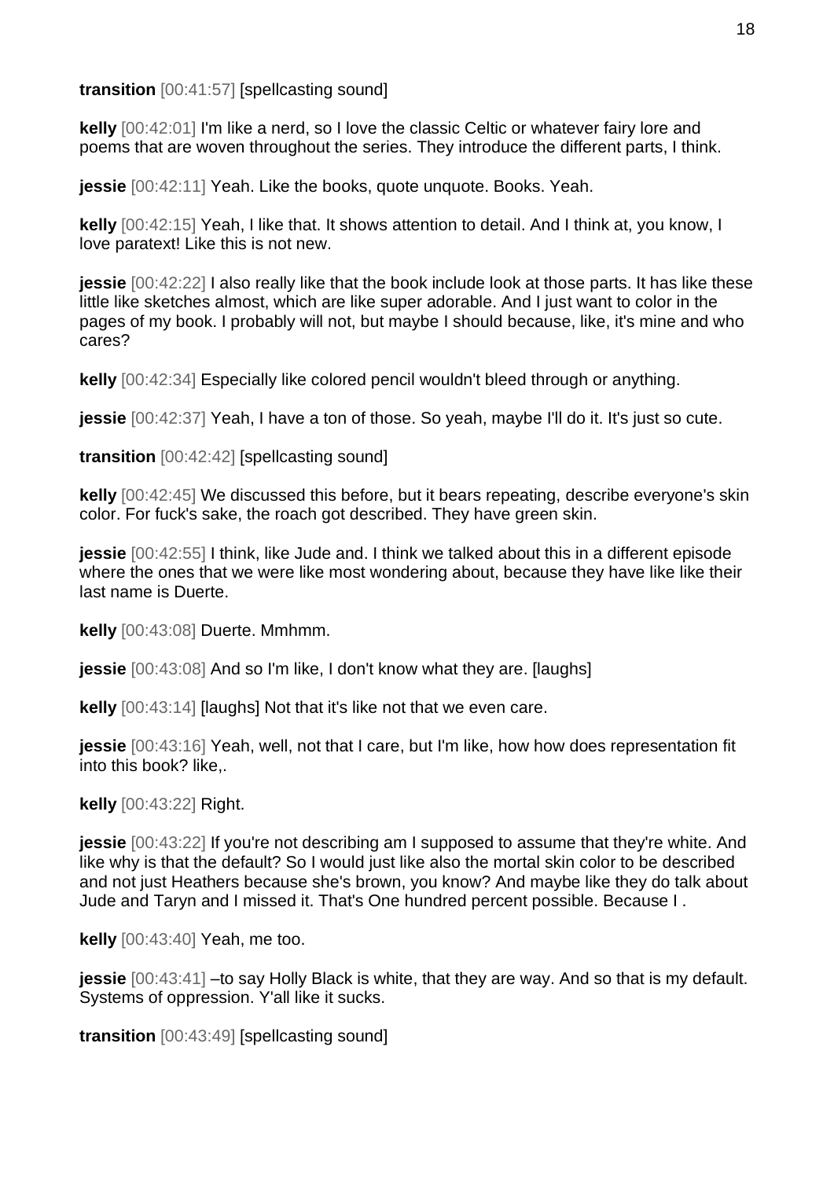**transition** [00:41:57] [spellcasting sound]

**kelly** [00:42:01] I'm like a nerd, so I love the classic Celtic or whatever fairy lore and poems that are woven throughout the series. They introduce the different parts, I think.

**jessie** [00:42:11] Yeah. Like the books, quote unquote. Books. Yeah.

**kelly** [00:42:15] Yeah, I like that. It shows attention to detail. And I think at, you know, I love paratext! Like this is not new.

**jessie** [00:42:22] I also really like that the book include look at those parts. It has like these little like sketches almost, which are like super adorable. And I just want to color in the pages of my book. I probably will not, but maybe I should because, like, it's mine and who cares?

**kelly** [00:42:34] Especially like colored pencil wouldn't bleed through or anything.

**jessie** [00:42:37] Yeah, I have a ton of those. So yeah, maybe I'll do it. It's just so cute.

**transition** [00:42:42] [spellcasting sound]

**kelly** [00:42:45] We discussed this before, but it bears repeating, describe everyone's skin color. For fuck's sake, the roach got described. They have green skin.

**jessie** [00:42:55] I think, like Jude and. I think we talked about this in a different episode where the ones that we were like most wondering about, because they have like like their last name is Duerte.

**kelly** [00:43:08] Duerte. Mmhmm.

**jessie** [00:43:08] And so I'm like, I don't know what they are. [laughs]

**kelly** [00:43:14] [laughs] Not that it's like not that we even care.

**jessie** [00:43:16] Yeah, well, not that I care, but I'm like, how how does representation fit into this book? like,.

**kelly** [00:43:22] Right.

**jessie** [00:43:22] If you're not describing am I supposed to assume that they're white. And like why is that the default? So I would just like also the mortal skin color to be described and not just Heathers because she's brown, you know? And maybe like they do talk about Jude and Taryn and I missed it. That's One hundred percent possible. Because I .

**kelly** [00:43:40] Yeah, me too.

**jessie** [00:43:41] –to say Holly Black is white, that they are way. And so that is my default. Systems of oppression. Y'all like it sucks.

**transition** [00:43:49] [spellcasting sound]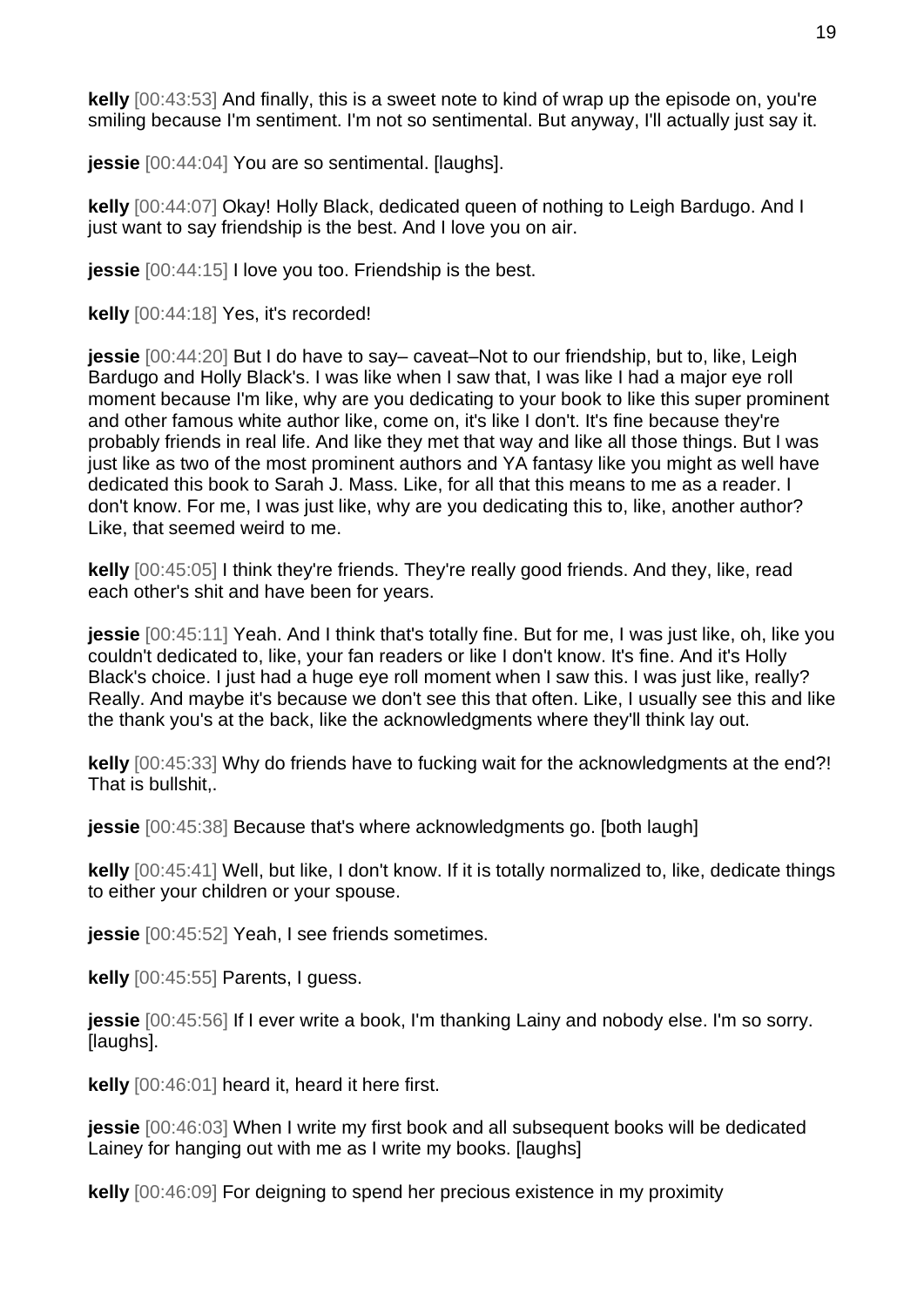**kelly** [00:43:53] And finally, this is a sweet note to kind of wrap up the episode on, you're smiling because I'm sentiment. I'm not so sentimental. But anyway, I'll actually just say it.

**jessie** [00:44:04] You are so sentimental. [laughs].

**kelly** [00:44:07] Okay! Holly Black, dedicated queen of nothing to Leigh Bardugo. And I just want to say friendship is the best. And I love you on air.

**jessie** [00:44:15] I love you too. Friendship is the best.

**kelly** [00:44:18] Yes, it's recorded!

**jessie** [00:44:20] But I do have to say– caveat–Not to our friendship, but to, like, Leigh Bardugo and Holly Black's. I was like when I saw that, I was like I had a major eye roll moment because I'm like, why are you dedicating to your book to like this super prominent and other famous white author like, come on, it's like I don't. It's fine because they're probably friends in real life. And like they met that way and like all those things. But I was just like as two of the most prominent authors and YA fantasy like you might as well have dedicated this book to Sarah J. Mass. Like, for all that this means to me as a reader. I don't know. For me, I was just like, why are you dedicating this to, like, another author? Like, that seemed weird to me.

**kelly** [00:45:05] I think they're friends. They're really good friends. And they, like, read each other's shit and have been for years.

**jessie** [00:45:11] Yeah. And I think that's totally fine. But for me, I was just like, oh, like you couldn't dedicated to, like, your fan readers or like I don't know. It's fine. And it's Holly Black's choice. I just had a huge eye roll moment when I saw this. I was just like, really? Really. And maybe it's because we don't see this that often. Like, I usually see this and like the thank you's at the back, like the acknowledgments where they'll think lay out.

**kelly** [00:45:33] Why do friends have to fucking wait for the acknowledgments at the end?! That is bullshit,.

**jessie** [00:45:38] Because that's where acknowledgments go. [both laugh]

**kelly** [00:45:41] Well, but like, I don't know. If it is totally normalized to, like, dedicate things to either your children or your spouse.

**jessie** [00:45:52] Yeah, I see friends sometimes.

**kelly** [00:45:55] Parents, I guess.

**jessie** [00:45:56] If I ever write a book, I'm thanking Lainy and nobody else. I'm so sorry. [laughs].

**kelly** [00:46:01] heard it, heard it here first.

**jessie** [00:46:03] When I write my first book and all subsequent books will be dedicated Lainey for hanging out with me as I write my books. [laughs]

**kelly** [00:46:09] For deigning to spend her precious existence in my proximity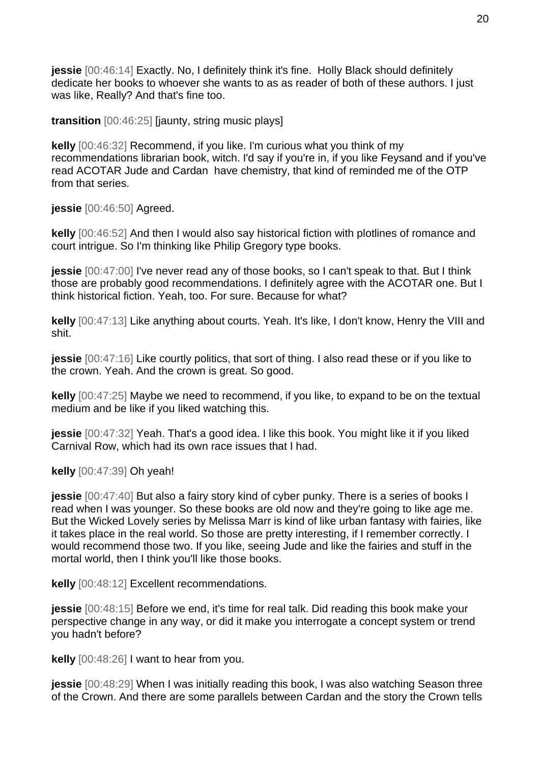**jessie** [00:46:14] Exactly. No, I definitely think it's fine. Holly Black should definitely dedicate her books to whoever she wants to as as reader of both of these authors. I just was like, Really? And that's fine too.

**transition** [00:46:25] [jaunty, string music plays]

**kelly** [00:46:32] Recommend, if you like. I'm curious what you think of my recommendations librarian book, witch. I'd say if you're in, if you like Feysand and if you've read ACOTAR Jude and Cardan have chemistry, that kind of reminded me of the OTP from that series.

**jessie** [00:46:50] Agreed.

**kelly** [00:46:52] And then I would also say historical fiction with plotlines of romance and court intrigue. So I'm thinking like Philip Gregory type books.

**jessie** [00:47:00] I've never read any of those books, so I can't speak to that. But I think those are probably good recommendations. I definitely agree with the ACOTAR one. But I think historical fiction. Yeah, too. For sure. Because for what?

**kelly** [00:47:13] Like anything about courts. Yeah. It's like, I don't know, Henry the VIII and shit.

**jessie** [00:47:16] Like courtly politics, that sort of thing. I also read these or if you like to the crown. Yeah. And the crown is great. So good.

**kelly** [00:47:25] Maybe we need to recommend, if you like, to expand to be on the textual medium and be like if you liked watching this.

**jessie** [00:47:32] Yeah. That's a good idea. I like this book. You might like it if you liked Carnival Row, which had its own race issues that I had.

**kelly** [00:47:39] Oh yeah!

**jessie** [00:47:40] But also a fairy story kind of cyber punky. There is a series of books I read when I was younger. So these books are old now and they're going to like age me. But the Wicked Lovely series by Melissa Marr is kind of like urban fantasy with fairies, like it takes place in the real world. So those are pretty interesting, if I remember correctly. I would recommend those two. If you like, seeing Jude and like the fairies and stuff in the mortal world, then I think you'll like those books.

**kelly** [00:48:12] Excellent recommendations.

**jessie** [00:48:15] Before we end, it's time for real talk. Did reading this book make your perspective change in any way, or did it make you interrogate a concept system or trend you hadn't before?

**kelly** [00:48:26] I want to hear from you.

**jessie** [00:48:29] When I was initially reading this book, I was also watching Season three of the Crown. And there are some parallels between Cardan and the story the Crown tells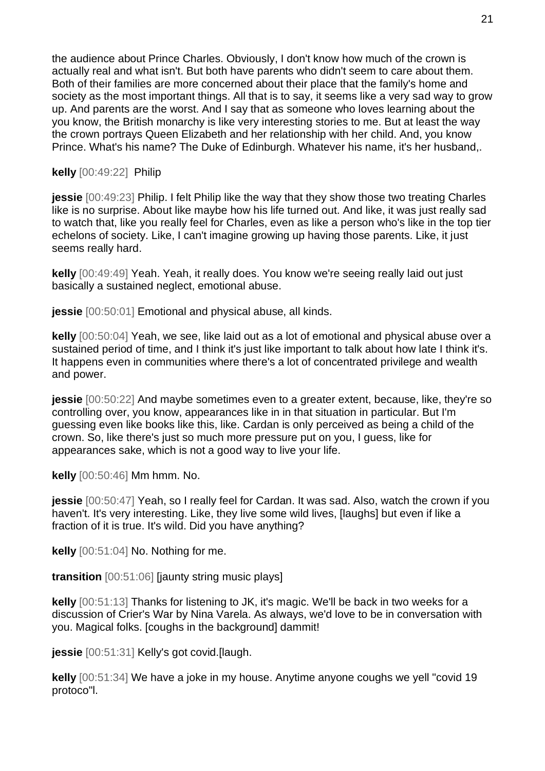the audience about Prince Charles. Obviously, I don't know how much of the crown is actually real and what isn't. But both have parents who didn't seem to care about them. Both of their families are more concerned about their place that the family's home and society as the most important things. All that is to say, it seems like a very sad way to grow up. And parents are the worst. And I say that as someone who loves learning about the you know, the British monarchy is like very interesting stories to me. But at least the way the crown portrays Queen Elizabeth and her relationship with her child. And, you know Prince. What's his name? The Duke of Edinburgh. Whatever his name, it's her husband,.

**kelly** [00:49:22] Philip

**jessie** [00:49:23] Philip. I felt Philip like the way that they show those two treating Charles like is no surprise. About like maybe how his life turned out. And like, it was just really sad to watch that, like you really feel for Charles, even as like a person who's like in the top tier echelons of society. Like, I can't imagine growing up having those parents. Like, it just seems really hard.

**kelly** [00:49:49] Yeah. Yeah, it really does. You know we're seeing really laid out just basically a sustained neglect, emotional abuse.

**jessie** [00:50:01] Emotional and physical abuse, all kinds.

**kelly** [00:50:04] Yeah, we see, like laid out as a lot of emotional and physical abuse over a sustained period of time, and I think it's just like important to talk about how late I think it's. It happens even in communities where there's a lot of concentrated privilege and wealth and power.

**jessie** [00:50:22] And maybe sometimes even to a greater extent, because, like, they're so controlling over, you know, appearances like in in that situation in particular. But I'm guessing even like books like this, like. Cardan is only perceived as being a child of the crown. So, like there's just so much more pressure put on you, I guess, like for appearances sake, which is not a good way to live your life.

**kelly** [00:50:46] Mm hmm. No.

**jessie** [00:50:47] Yeah, so I really feel for Cardan. It was sad. Also, watch the crown if you haven't. It's very interesting. Like, they live some wild lives, [laughs] but even if like a fraction of it is true. It's wild. Did you have anything?

**kelly** [00:51:04] No. Nothing for me.

**transition** [00:51:06] [jaunty string music plays]

**kelly** [00:51:13] Thanks for listening to JK, it's magic. We'll be back in two weeks for a discussion of Crier's War by Nina Varela. As always, we'd love to be in conversation with you. Magical folks. [coughs in the background] dammit!

**jessie** [00:51:31] Kelly's got covid.[laugh.

**kelly** [00:51:34] We have a joke in my house. Anytime anyone coughs we yell "covid 19 protoco"l.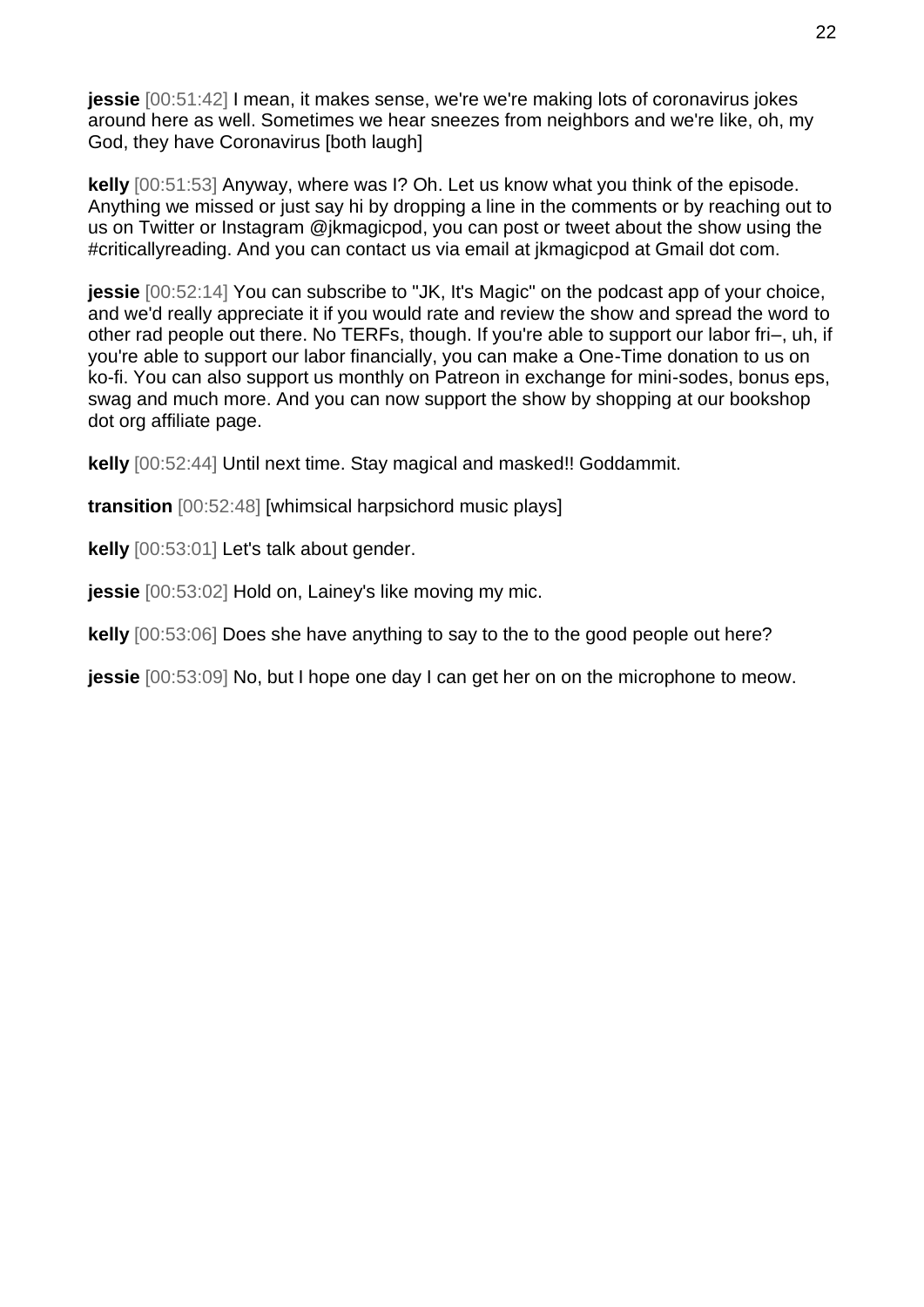**jessie** [00:51:42] I mean, it makes sense, we're we're making lots of coronavirus jokes around here as well. Sometimes we hear sneezes from neighbors and we're like, oh, my God, they have Coronavirus [both laugh]

**kelly** [00:51:53] Anyway, where was I? Oh. Let us know what you think of the episode. Anything we missed or just say hi by dropping a line in the comments or by reaching out to us on Twitter or Instagram @jkmagicpod, you can post or tweet about the show using the #criticallyreading. And you can contact us via email at jkmagicpod at Gmail dot com.

**jessie** [00:52:14] You can subscribe to "JK, It's Magic" on the podcast app of your choice, and we'd really appreciate it if you would rate and review the show and spread the word to other rad people out there. No TERFs, though. If you're able to support our labor fri–, uh, if you're able to support our labor financially, you can make a One-Time donation to us on ko-fi. You can also support us monthly on Patreon in exchange for mini-sodes, bonus eps, swag and much more. And you can now support the show by shopping at our bookshop dot org affiliate page.

**kelly** [00:52:44] Until next time. Stay magical and masked!! Goddammit.

**transition** [00:52:48] [whimsical harpsichord music plays]

**kelly** [00:53:01] Let's talk about gender.

**jessie** [00:53:02] Hold on, Lainey's like moving my mic.

**kelly** [00:53:06] Does she have anything to say to the to the good people out here?

**jessie** [00:53:09] No, but I hope one day I can get her on on the microphone to meow.